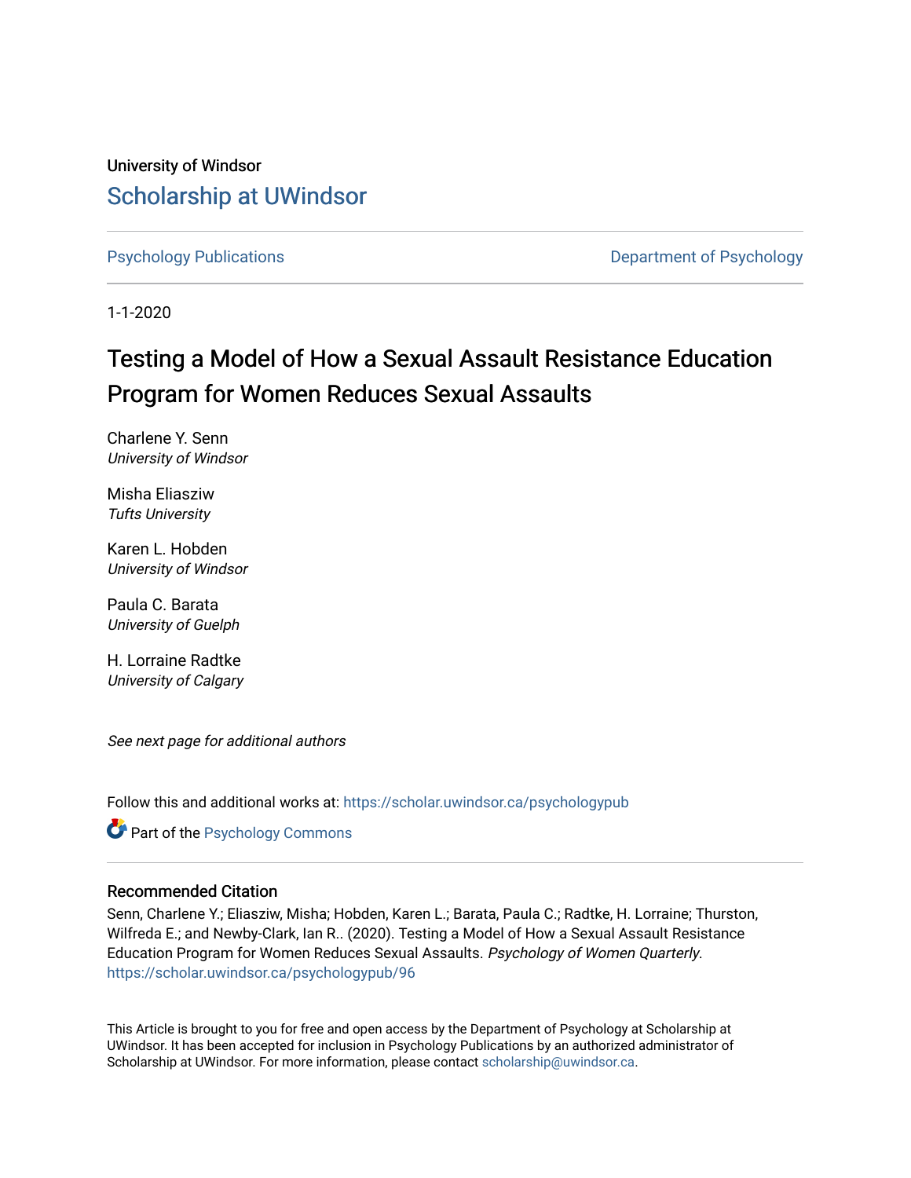University of Windsor

## Scholarship at UWindsor

Psychology Publications — Department of Psychology

1-1-2020

# Testing a Model of How a Sexual Assault Resistance Education Program for Women Reduces Sexual Assaults

Charlene Y. Senn
*University of Windsor*

Misha Eliasziw
*Tufts University*

Karen L. Hobden
*University of Windsor*

Paula C. Barata
*University of Guelph*

H. Lorraine Radtke
*University of Calgary*

*See next page for additional authors*

Follow this and additional works at: https://scholar.uwindsor.ca/psychologypub

Part of the Psychology Commons

### Recommended Citation

Senn, Charlene Y.; Eliasziw, Misha; Hobden, Karen L.; Barata, Paula C.; Radtke, H. Lorraine; Thurston, Wilfreda E.; and Newby-Clark, Ian R.. (2020). Testing a Model of How a Sexual Assault Resistance Education Program for Women Reduces Sexual Assaults. *Psychology of Women Quarterly*.
https://scholar.uwindsor.ca/psychologypub/96

This Article is brought to you for free and open access by the Department of Psychology at Scholarship at UWindsor. It has been accepted for inclusion in Psychology Publications by an authorized administrator of Scholarship at UWindsor. For more information, please contact scholarship@uwindsor.ca.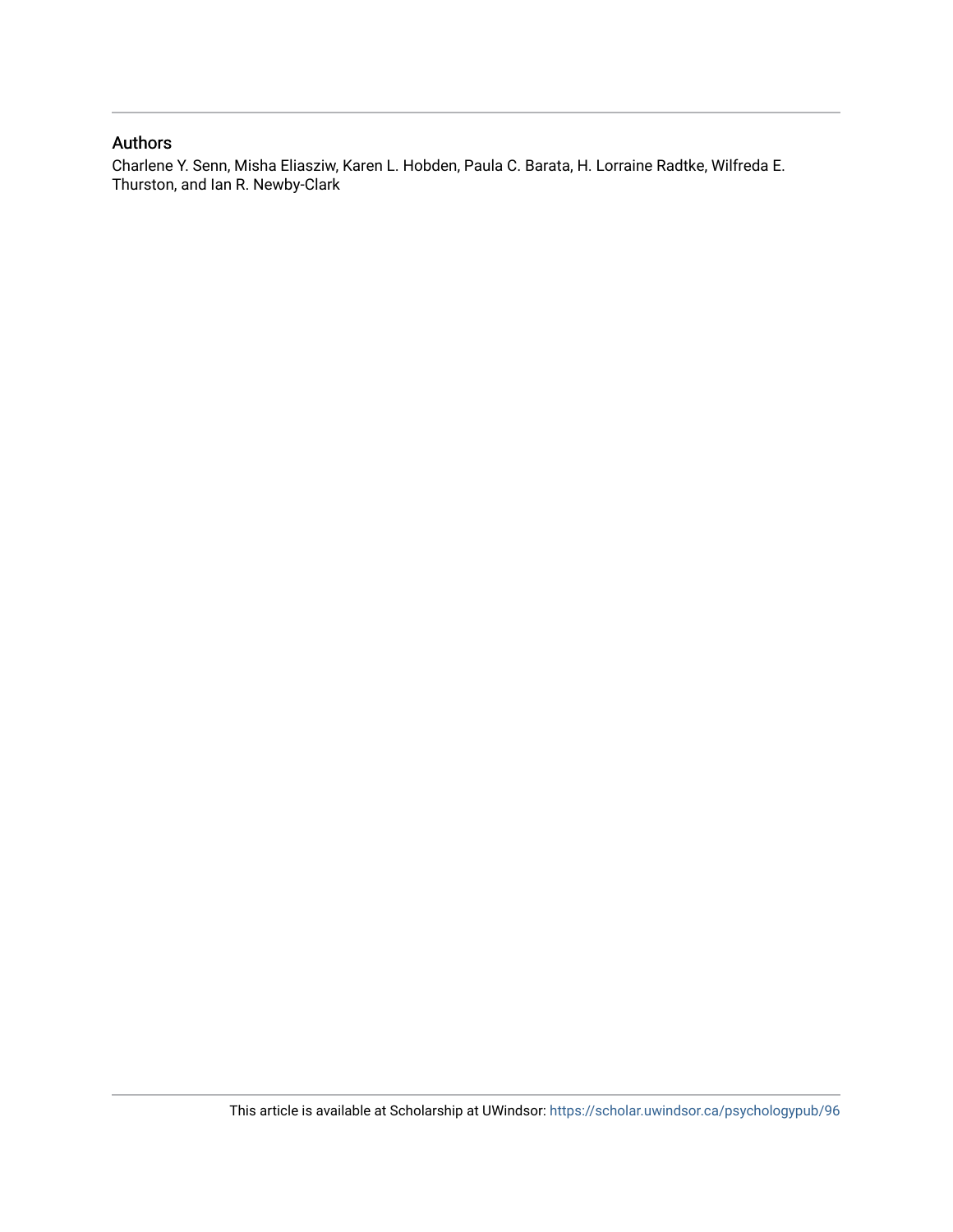## Authors

Charlene Y. Senn, Misha Eliasziw, Karen L. Hobden, Paula C. Barata, H. Lorraine Radtke, Wilfreda E. Thurston, and Ian R. Newby-Clark

This article is available at Scholarship at UWindsor: https://scholar.uwindsor.ca/psychologypub/96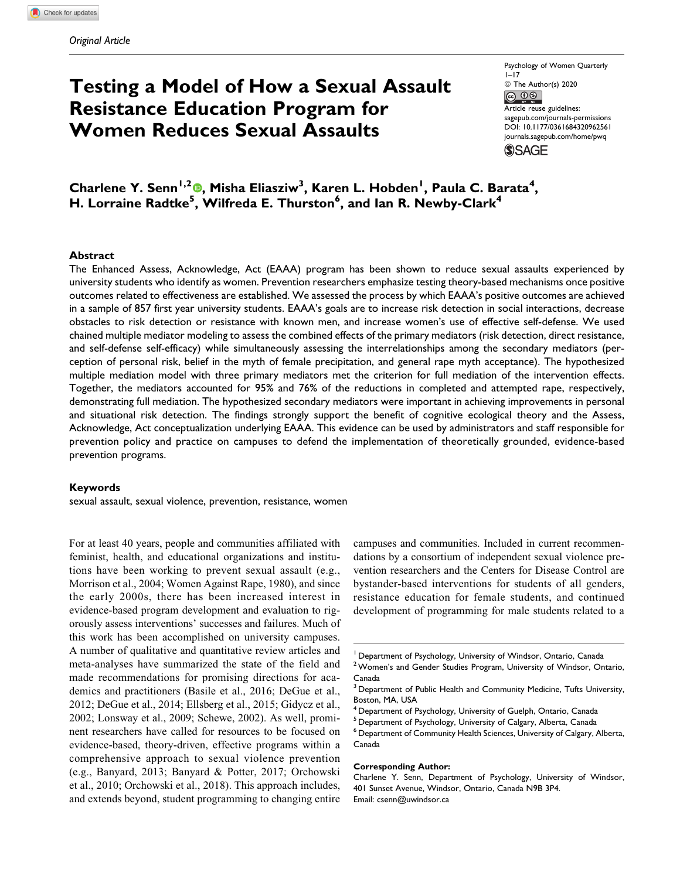*Original Article*

# Testing a Model of How a Sexual Assault Resistance Education Program for Women Reduces Sexual Assaults

Psychology of Women Quarterly
1–17
© The Author(s) 2020
Article reuse guidelines:
sagepub.com/journals-permissions
DOI: 10.1177/0361684320962561
journals.sagepub.com/home/pwq

**Charlene Y. Senn[1,2], Misha Eliasziw[3], Karen L. Hobden[1], Paula C. Barata[4], H. Lorraine Radtke[5], Wilfreda E. Thurston[6], and Ian R. Newby-Clark[4]**

## Abstract

The Enhanced Assess, Acknowledge, Act (EAAA) program has been shown to reduce sexual assaults experienced by university students who identify as women. Prevention researchers emphasize testing theory-based mechanisms once positive outcomes related to effectiveness are established. We assessed the process by which EAAA's positive outcomes are achieved in a sample of 857 first year university students. EAAA's goals are to increase risk detection in social interactions, decrease obstacles to risk detection or resistance with known men, and increase women's use of effective self-defense. We used chained multiple mediator modeling to assess the combined effects of the primary mediators (risk detection, direct resistance, and self-defense self-efficacy) while simultaneously assessing the interrelationships among the secondary mediators (perception of personal risk, belief in the myth of female precipitation, and general rape myth acceptance). The hypothesized multiple mediation model with three primary mediators met the criterion for full mediation of the intervention effects. Together, the mediators accounted for 95% and 76% of the reductions in completed and attempted rape, respectively, demonstrating full mediation. The hypothesized secondary mediators were important in achieving improvements in personal and situational risk detection. The findings strongly support the benefit of cognitive ecological theory and the Assess, Acknowledge, Act conceptualization underlying EAAA. This evidence can be used by administrators and staff responsible for prevention policy and practice on campuses to defend the implementation of theoretically grounded, evidence-based prevention programs.

### Keywords

sexual assault, sexual violence, prevention, resistance, women

For at least 40 years, people and communities affiliated with feminist, health, and educational organizations and institutions have been working to prevent sexual assault (e.g., Morrison et al., 2004; Women Against Rape, 1980), and since the early 2000s, there has been increased interest in evidence-based program development and evaluation to rigorously assess interventions' successes and failures. Much of this work has been accomplished on university campuses. A number of qualitative and quantitative review articles and meta-analyses have summarized the state of the field and made recommendations for promising directions for academics and practitioners (Basile et al., 2016; DeGue et al., 2012; DeGue et al., 2014; Ellsberg et al., 2015; Gidycz et al., 2002; Lonsway et al., 2009; Schewe, 2002). As well, prominent researchers have called for resources to be focused on evidence-based, theory-driven, effective programs within a comprehensive approach to sexual violence prevention (e.g., Banyard, 2013; Banyard & Potter, 2017; Orchowski et al., 2010; Orchowski et al., 2018). This approach includes, and extends beyond, student programming to changing entire campuses and communities. Included in current recommendations by a consortium of independent sexual violence prevention researchers and the Centers for Disease Control are bystander-based interventions for students of all genders, resistance education for female students, and continued development of programming for male students related to a

[1] Department of Psychology, University of Windsor, Ontario, Canada
[2] Women's and Gender Studies Program, University of Windsor, Ontario, Canada
[3] Department of Public Health and Community Medicine, Tufts University, Boston, MA, USA
[4] Department of Psychology, University of Guelph, Ontario, Canada
[5] Department of Psychology, University of Calgary, Alberta, Canada
[6] Department of Community Health Sciences, University of Calgary, Alberta, Canada

**Corresponding Author:**
Charlene Y. Senn, Department of Psychology, University of Windsor, 401 Sunset Avenue, Windsor, Ontario, Canada N9B 3P4.
Email: csenn@uwindsor.ca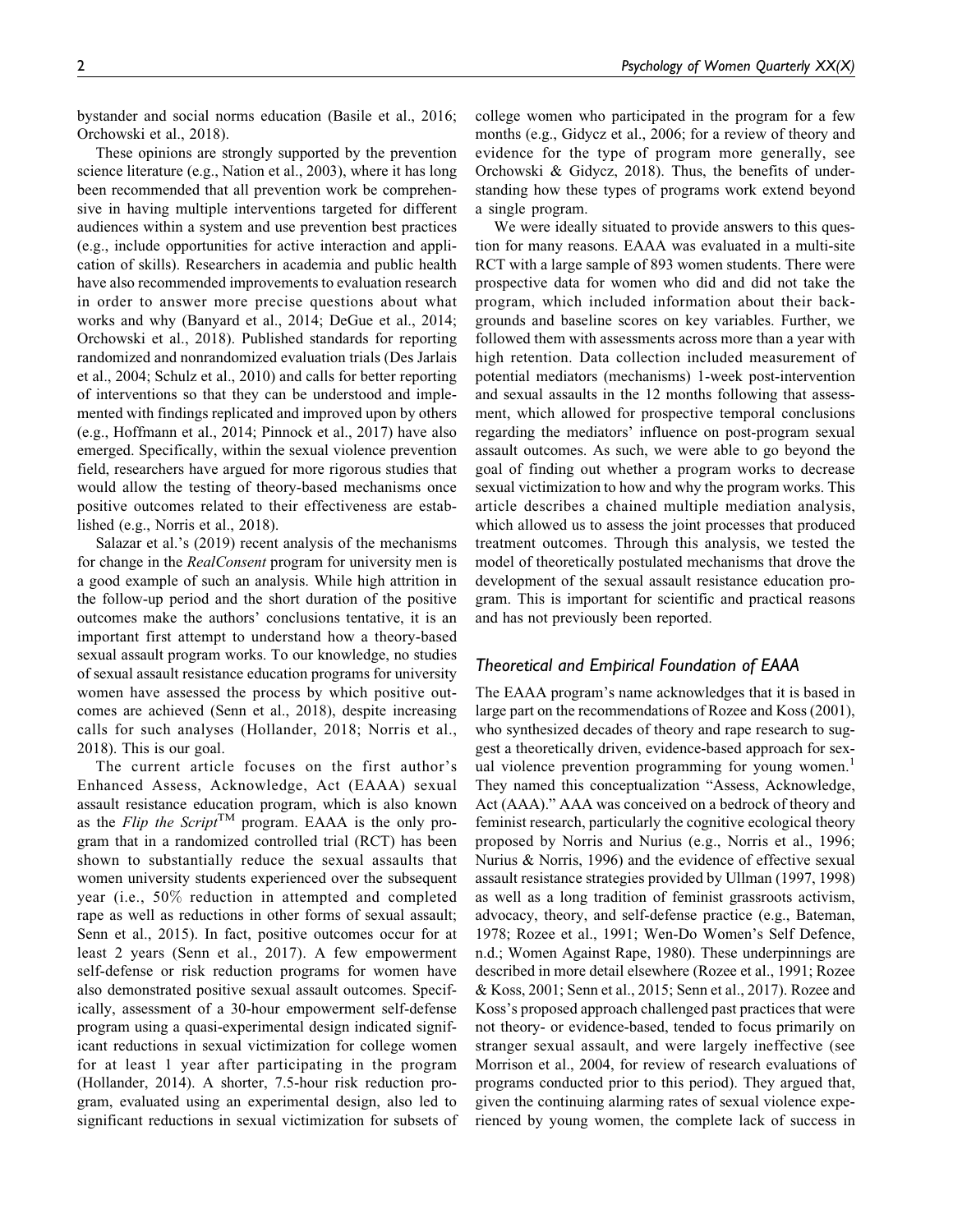bystander and social norms education (Basile et al., 2016; Orchowski et al., 2018).

These opinions are strongly supported by the prevention science literature (e.g., Nation et al., 2003), where it has long been recommended that all prevention work be comprehensive in having multiple interventions targeted for different audiences within a system and use prevention best practices (e.g., include opportunities for active interaction and application of skills). Researchers in academia and public health have also recommended improvements to evaluation research in order to answer more precise questions about what works and why (Banyard et al., 2014; DeGue et al., 2014; Orchowski et al., 2018). Published standards for reporting randomized and nonrandomized evaluation trials (Des Jarlais et al., 2004; Schulz et al., 2010) and calls for better reporting of interventions so that they can be understood and implemented with findings replicated and improved upon by others (e.g., Hoffmann et al., 2014; Pinnock et al., 2017) have also emerged. Specifically, within the sexual violence prevention field, researchers have argued for more rigorous studies that would allow the testing of theory-based mechanisms once positive outcomes related to their effectiveness are established (e.g., Norris et al., 2018).

Salazar et al.'s (2019) recent analysis of the mechanisms for change in the *RealConsent* program for university men is a good example of such an analysis. While high attrition in the follow-up period and the short duration of the positive outcomes make the authors' conclusions tentative, it is an important first attempt to understand how a theory-based sexual assault program works. To our knowledge, no studies of sexual assault resistance education programs for university women have assessed the process by which positive outcomes are achieved (Senn et al., 2018), despite increasing calls for such analyses (Hollander, 2018; Norris et al., 2018). This is our goal.

The current article focuses on the first author's Enhanced Assess, Acknowledge, Act (EAAA) sexual assault resistance education program, which is also known as the *Flip the Script*™ program. EAAA is the only program that in a randomized controlled trial (RCT) has been shown to substantially reduce the sexual assaults that women university students experienced over the subsequent year (i.e., 50% reduction in attempted and completed rape as well as reductions in other forms of sexual assault; Senn et al., 2015). In fact, positive outcomes occur for at least 2 years (Senn et al., 2017). A few empowerment self-defense or risk reduction programs for women have also demonstrated positive sexual assault outcomes. Specifically, assessment of a 30-hour empowerment self-defense program using a quasi-experimental design indicated significant reductions in sexual victimization for college women for at least 1 year after participating in the program (Hollander, 2014). A shorter, 7.5-hour risk reduction program, evaluated using an experimental design, also led to significant reductions in sexual victimization for subsets of college women who participated in the program for a few months (e.g., Gidycz et al., 2006; for a review of theory and evidence for the type of program more generally, see Orchowski & Gidycz, 2018). Thus, the benefits of understanding how these types of programs work extend beyond a single program.

We were ideally situated to provide answers to this question for many reasons. EAAA was evaluated in a multi-site RCT with a large sample of 893 women students. There were prospective data for women who did and did not take the program, which included information about their backgrounds and baseline scores on key variables. Further, we followed them with assessments across more than a year with high retention. Data collection included measurement of potential mediators (mechanisms) 1-week post-intervention and sexual assaults in the 12 months following that assessment, which allowed for prospective temporal conclusions regarding the mediators' influence on post-program sexual assault outcomes. As such, we were able to go beyond the goal of finding out whether a program works to decrease sexual victimization to how and why the program works. This article describes a chained multiple mediation analysis, which allowed us to assess the joint processes that produced treatment outcomes. Through this analysis, we tested the model of theoretically postulated mechanisms that drove the development of the sexual assault resistance education program. This is important for scientific and practical reasons and has not previously been reported.

### Theoretical and Empirical Foundation of EAAA

The EAAA program's name acknowledges that it is based in large part on the recommendations of Rozee and Koss (2001), who synthesized decades of theory and rape research to suggest a theoretically driven, evidence-based approach for sexual violence prevention programming for young women.[1] They named this conceptualization "Assess, Acknowledge, Act (AAA)." AAA was conceived on a bedrock of theory and feminist research, particularly the cognitive ecological theory proposed by Norris and Nurius (e.g., Norris et al., 1996; Nurius & Norris, 1996) and the evidence of effective sexual assault resistance strategies provided by Ullman (1997, 1998) as well as a long tradition of feminist grassroots activism, advocacy, theory, and self-defense practice (e.g., Bateman, 1978; Rozee et al., 1991; Wen-Do Women's Self Defence, n.d.; Women Against Rape, 1980). These underpinnings are described in more detail elsewhere (Rozee et al., 1991; Rozee & Koss, 2001; Senn et al., 2015; Senn et al., 2017). Rozee and Koss's proposed approach challenged past practices that were not theory- or evidence-based, tended to focus primarily on stranger sexual assault, and were largely ineffective (see Morrison et al., 2004, for review of research evaluations of programs conducted prior to this period). They argued that, given the continuing alarming rates of sexual violence experienced by young women, the complete lack of success in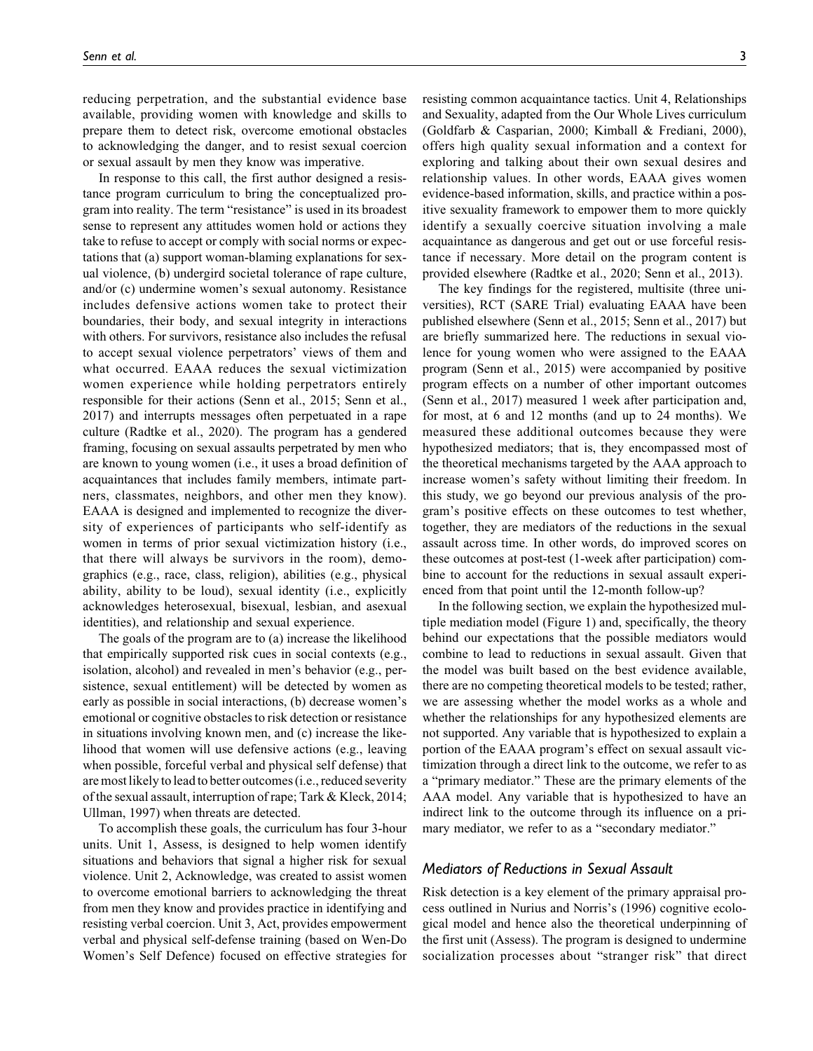reducing perpetration, and the substantial evidence base available, providing women with knowledge and skills to prepare them to detect risk, overcome emotional obstacles to acknowledging the danger, and to resist sexual coercion or sexual assault by men they knew was imperative.

In response to this call, the first author designed a resistance program curriculum to bring the conceptualized program into reality. The term "resistance" is used in its broadest sense to represent any attitudes women hold or actions they take to refuse to accept or comply with social norms or expectations that (a) support woman-blaming explanations for sexual violence, (b) undergird societal tolerance of rape culture, and/or (c) undermine women's sexual autonomy. Resistance includes defensive actions women take to protect their boundaries, their body, and sexual integrity in interactions with others. For survivors, resistance also includes the refusal to accept sexual violence perpetrators' views of them and what occurred. EAAA reduces the sexual victimization women experience while holding perpetrators entirely responsible for their actions (Senn et al., 2015; Senn et al., 2017) and interrupts messages often perpetuated in a rape culture (Radtke et al., 2020). The program has a gendered framing, focusing on sexual assaults perpetrated by men who are known to young women (i.e., it uses a broad definition of acquaintances that includes family members, intimate partners, classmates, neighbors, and other men they know). EAAA is designed and implemented to recognize the diversity of experiences of participants who self-identify as women in terms of prior sexual victimization history (i.e., that there will always be survivors in the room), demographics (e.g., race, class, religion), abilities (e.g., physical ability, ability to be loud), sexual identity (i.e., explicitly acknowledges heterosexual, bisexual, lesbian, and asexual identities), and relationship and sexual experience.

The goals of the program are to (a) increase the likelihood that empirically supported risk cues in social contexts (e.g., isolation, alcohol) and revealed in men's behavior (e.g., persistence, sexual entitlement) will be detected by women as early as possible in social interactions, (b) decrease women's emotional or cognitive obstacles to risk detection or resistance in situations involving known men, and (c) increase the likelihood that women will use defensive actions (e.g., leaving when possible, forceful verbal and physical self defense) that are most likely to lead to better outcomes (i.e., reduced severity of the sexual assault, interruption of rape; Tark & Kleck, 2014; Ullman, 1997) when threats are detected.

To accomplish these goals, the curriculum has four 3-hour units. Unit 1, Assess, is designed to help women identify situations and behaviors that signal a higher risk for sexual violence. Unit 2, Acknowledge, was created to assist women to overcome emotional barriers to acknowledging the threat from men they know and provides practice in identifying and resisting verbal coercion. Unit 3, Act, provides empowerment verbal and physical self-defense training (based on Wen-Do Women's Self Defence) focused on effective strategies for resisting common acquaintance tactics. Unit 4, Relationships and Sexuality, adapted from the Our Whole Lives curriculum (Goldfarb & Casparian, 2000; Kimball & Frediani, 2000), offers high quality sexual information and a context for exploring and talking about their own sexual desires and relationship values. In other words, EAAA gives women evidence-based information, skills, and practice within a positive sexuality framework to empower them to more quickly identify a sexually coercive situation involving a male acquaintance as dangerous and get out or use forceful resistance if necessary. More detail on the program content is provided elsewhere (Radtke et al., 2020; Senn et al., 2013).

The key findings for the registered, multisite (three universities), RCT (SARE Trial) evaluating EAAA have been published elsewhere (Senn et al., 2015; Senn et al., 2017) but are briefly summarized here. The reductions in sexual violence for young women who were assigned to the EAAA program (Senn et al., 2015) were accompanied by positive program effects on a number of other important outcomes (Senn et al., 2017) measured 1 week after participation and, for most, at 6 and 12 months (and up to 24 months). We measured these additional outcomes because they were hypothesized mediators; that is, they encompassed most of the theoretical mechanisms targeted by the AAA approach to increase women's safety without limiting their freedom. In this study, we go beyond our previous analysis of the program's positive effects on these outcomes to test whether, together, they are mediators of the reductions in the sexual assault across time. In other words, do improved scores on these outcomes at post-test (1-week after participation) combine to account for the reductions in sexual assault experienced from that point until the 12-month follow-up?

In the following section, we explain the hypothesized multiple mediation model (Figure 1) and, specifically, the theory behind our expectations that the possible mediators would combine to lead to reductions in sexual assault. Given that the model was built based on the best evidence available, there are no competing theoretical models to be tested; rather, we are assessing whether the model works as a whole and whether the relationships for any hypothesized elements are not supported. Any variable that is hypothesized to explain a portion of the EAAA program's effect on sexual assault victimization through a direct link to the outcome, we refer to as a "primary mediator." These are the primary elements of the AAA model. Any variable that is hypothesized to have an indirect link to the outcome through its influence on a primary mediator, we refer to as a "secondary mediator."

## *Mediators of Reductions in Sexual Assault*

Risk detection is a key element of the primary appraisal process outlined in Nurius and Norris's (1996) cognitive ecological model and hence also the theoretical underpinning of the first unit (Assess). The program is designed to undermine socialization processes about "stranger risk" that direct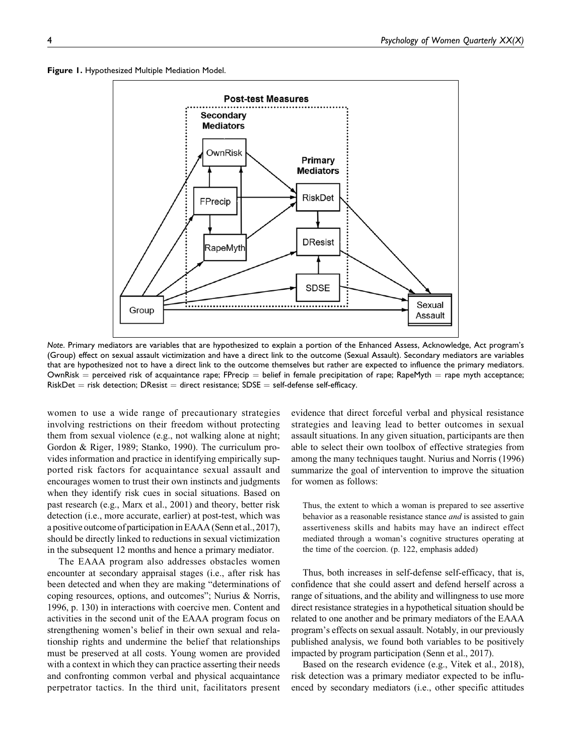**Figure 1.** Hypothesized Multiple Mediation Model.

*Note.* Primary mediators are variables that are hypothesized to explain a portion of the Enhanced Assess, Acknowledge, Act program's (Group) effect on sexual assault victimization and have a direct link to the outcome (Sexual Assault). Secondary mediators are variables that are hypothesized not to have a direct link to the outcome themselves but rather are expected to influence the primary mediators. OwnRisk = perceived risk of acquaintance rape; FPrecip = belief in female precipitation of rape; RapeMyth = rape myth acceptance; RiskDet = risk detection; DResist = direct resistance; SDSE = self-defense self-efficacy.

women to use a wide range of precautionary strategies involving restrictions on their freedom without protecting them from sexual violence (e.g., not walking alone at night; Gordon & Riger, 1989; Stanko, 1990). The curriculum provides information and practice in identifying empirically supported risk factors for acquaintance sexual assault and encourages women to trust their own instincts and judgments when they identify risk cues in social situations. Based on past research (e.g., Marx et al., 2001) and theory, better risk detection (i.e., more accurate, earlier) at post-test, which was a positive outcome of participation in EAAA (Senn et al., 2017), should be directly linked to reductions in sexual victimization in the subsequent 12 months and hence a primary mediator.

The EAAA program also addresses obstacles women encounter at secondary appraisal stages (i.e., after risk has been detected and when they are making "determinations of coping resources, options, and outcomes"; Nurius & Norris, 1996, p. 130) in interactions with coercive men. Content and activities in the second unit of the EAAA program focus on strengthening women's belief in their own sexual and relationship rights and undermine the belief that relationships must be preserved at all costs. Young women are provided with a context in which they can practice asserting their needs and confronting common verbal and physical acquaintance perpetrator tactics. In the third unit, facilitators present evidence that direct forceful verbal and physical resistance strategies and leaving lead to better outcomes in sexual assault situations. In any given situation, participants are then able to select their own toolbox of effective strategies from among the many techniques taught. Nurius and Norris (1996) summarize the goal of intervention to improve the situation for women as follows:

> Thus, the extent to which a woman is prepared to see assertive behavior as a reasonable resistance stance *and* is assisted to gain assertiveness skills and habits may have an indirect effect mediated through a woman's cognitive structures operating at the time of the coercion. (p. 122, emphasis added)

Thus, both increases in self-defense self-efficacy, that is, confidence that she could assert and defend herself across a range of situations, and the ability and willingness to use more direct resistance strategies in a hypothetical situation should be related to one another and be primary mediators of the EAAA program's effects on sexual assault. Notably, in our previously published analysis, we found both variables to be positively impacted by program participation (Senn et al., 2017).

Based on the research evidence (e.g., Vitek et al., 2018), risk detection was a primary mediator expected to be influenced by secondary mediators (i.e., other specific attitudes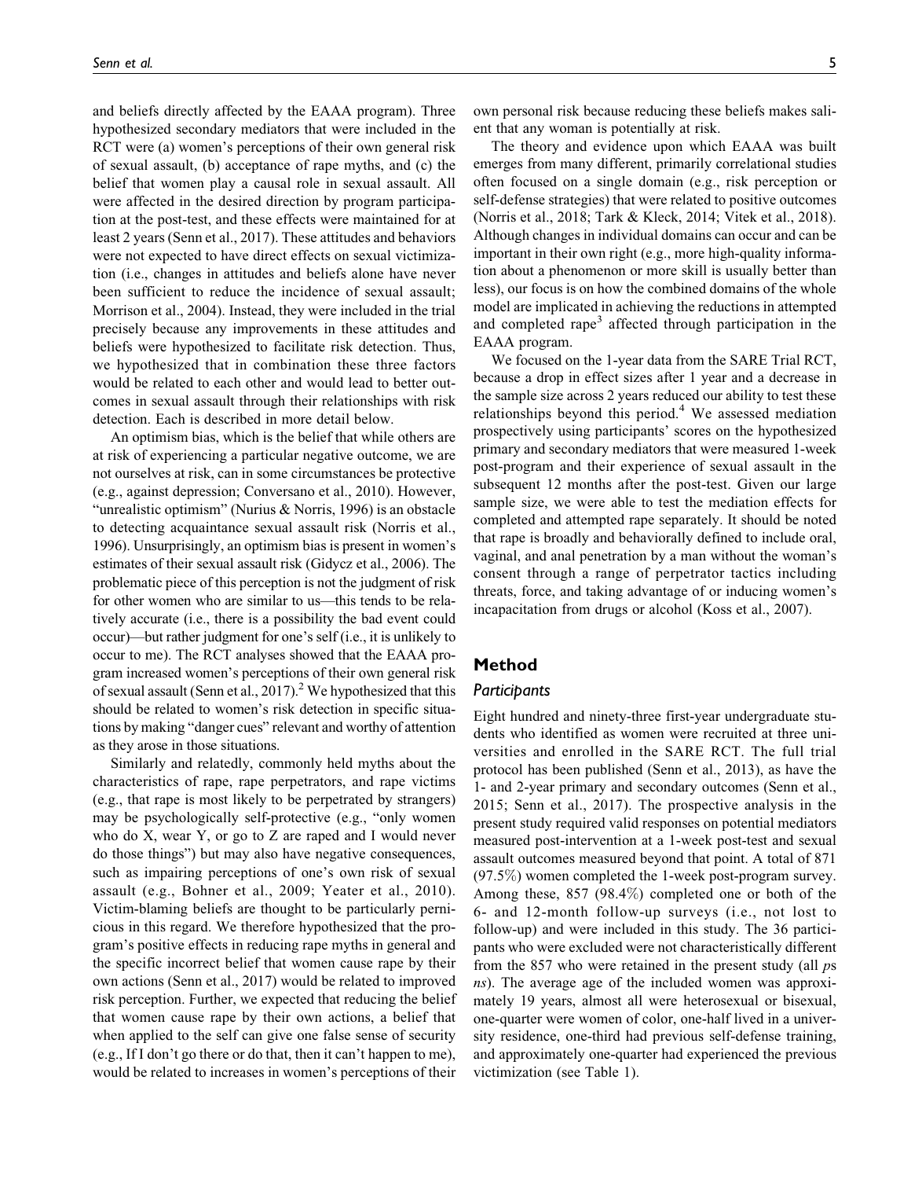and beliefs directly affected by the EAAA program). Three hypothesized secondary mediators that were included in the RCT were (a) women's perceptions of their own general risk of sexual assault, (b) acceptance of rape myths, and (c) the belief that women play a causal role in sexual assault. All were affected in the desired direction by program participation at the post-test, and these effects were maintained for at least 2 years (Senn et al., 2017). These attitudes and behaviors were not expected to have direct effects on sexual victimization (i.e., changes in attitudes and beliefs alone have never been sufficient to reduce the incidence of sexual assault; Morrison et al., 2004). Instead, they were included in the trial precisely because any improvements in these attitudes and beliefs were hypothesized to facilitate risk detection. Thus, we hypothesized that in combination these three factors would be related to each other and would lead to better outcomes in sexual assault through their relationships with risk detection. Each is described in more detail below.

An optimism bias, which is the belief that while others are at risk of experiencing a particular negative outcome, we are not ourselves at risk, can in some circumstances be protective (e.g., against depression; Conversano et al., 2010). However, "unrealistic optimism" (Nurius & Norris, 1996) is an obstacle to detecting acquaintance sexual assault risk (Norris et al., 1996). Unsurprisingly, an optimism bias is present in women's estimates of their sexual assault risk (Gidycz et al., 2006). The problematic piece of this perception is not the judgment of risk for other women who are similar to us—this tends to be relatively accurate (i.e., there is a possibility the bad event could occur)—but rather judgment for one's self (i.e., it is unlikely to occur to me). The RCT analyses showed that the EAAA program increased women's perceptions of their own general risk of sexual assault (Senn et al., 2017).[2] We hypothesized that this should be related to women's risk detection in specific situations by making "danger cues" relevant and worthy of attention as they arose in those situations.

Similarly and relatedly, commonly held myths about the characteristics of rape, rape perpetrators, and rape victims (e.g., that rape is most likely to be perpetrated by strangers) may be psychologically self-protective (e.g., "only women who do X, wear Y, or go to Z are raped and I would never do those things") but may also have negative consequences, such as impairing perceptions of one's own risk of sexual assault (e.g., Bohner et al., 2009; Yeater et al., 2010). Victim-blaming beliefs are thought to be particularly pernicious in this regard. We therefore hypothesized that the program's positive effects in reducing rape myths in general and the specific incorrect belief that women cause rape by their own actions (Senn et al., 2017) would be related to improved risk perception. Further, we expected that reducing the belief that women cause rape by their own actions, a belief that when applied to the self can give one false sense of security (e.g., If I don't go there or do that, then it can't happen to me), would be related to increases in women's perceptions of their own personal risk because reducing these beliefs makes salient that any woman is potentially at risk.

The theory and evidence upon which EAAA was built emerges from many different, primarily correlational studies often focused on a single domain (e.g., risk perception or self-defense strategies) that were related to positive outcomes (Norris et al., 2018; Tark & Kleck, 2014; Vitek et al., 2018). Although changes in individual domains can occur and can be important in their own right (e.g., more high-quality information about a phenomenon or more skill is usually better than less), our focus is on how the combined domains of the whole model are implicated in achieving the reductions in attempted and completed rape[3] affected through participation in the EAAA program.

We focused on the 1-year data from the SARE Trial RCT, because a drop in effect sizes after 1 year and a decrease in the sample size across 2 years reduced our ability to test these relationships beyond this period.[4] We assessed mediation prospectively using participants' scores on the hypothesized primary and secondary mediators that were measured 1-week post-program and their experience of sexual assault in the subsequent 12 months after the post-test. Given our large sample size, we were able to test the mediation effects for completed and attempted rape separately. It should be noted that rape is broadly and behaviorally defined to include oral, vaginal, and anal penetration by a man without the woman's consent through a range of perpetrator tactics including threats, force, and taking advantage of or inducing women's incapacitation from drugs or alcohol (Koss et al., 2007).

## Method

### Participants

Eight hundred and ninety-three first-year undergraduate students who identified as women were recruited at three universities and enrolled in the SARE RCT. The full trial protocol has been published (Senn et al., 2013), as have the 1- and 2-year primary and secondary outcomes (Senn et al., 2015; Senn et al., 2017). The prospective analysis in the present study required valid responses on potential mediators measured post-intervention at a 1-week post-test and sexual assault outcomes measured beyond that point. A total of 871 (97.5%) women completed the 1-week post-program survey. Among these, 857 (98.4%) completed one or both of the 6- and 12-month follow-up surveys (i.e., not lost to follow-up) and were included in this study. The 36 participants who were excluded were not characteristically different from the 857 who were retained in the present study (all *p*s *ns*). The average age of the included women was approximately 19 years, almost all were heterosexual or bisexual, one-quarter were women of color, one-half lived in a university residence, one-third had previous self-defense training, and approximately one-quarter had experienced the previous victimization (see Table 1).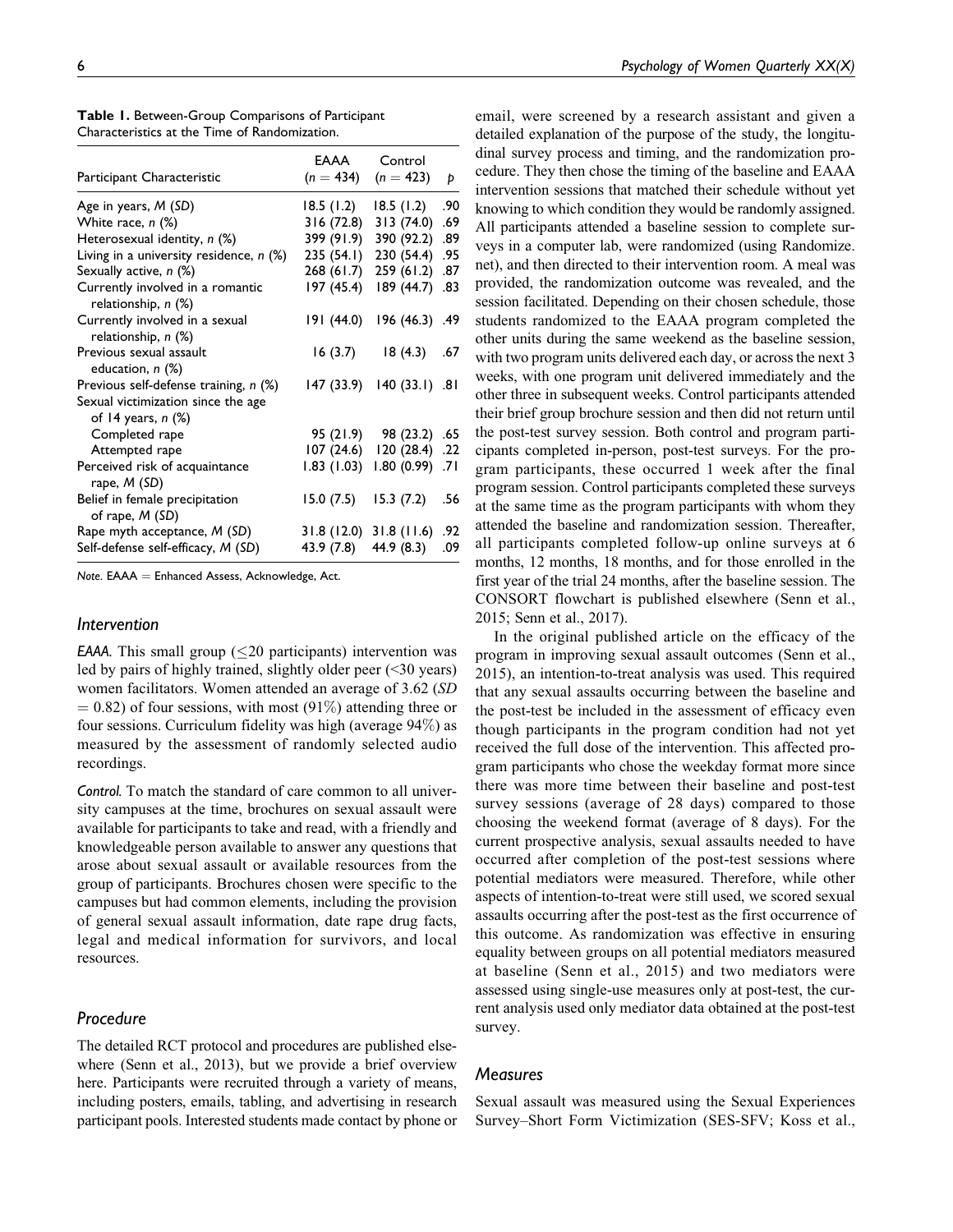**Table 1.** Between-Group Comparisons of Participant Characteristics at the Time of Randomization.

| Participant Characteristic | EAAA ($n$ = 434) | Control ($n$ = 423) | $p$ |
|---|---|---|---|
| Age in years, *M* (*SD*) | 18.5 (1.2) | 18.5 (1.2) | .90 |
| White race, *n* (%) | 316 (72.8) | 313 (74.0) | .69 |
| Heterosexual identity, *n* (%) | 399 (91.9) | 390 (92.2) | .89 |
| Living in a university residence, *n* (%) | 235 (54.1) | 230 (54.4) | .95 |
| Sexually active, *n* (%) | 268 (61.7) | 259 (61.2) | .87 |
| Currently involved in a romantic relationship, *n* (%) | 197 (45.4) | 189 (44.7) | .83 |
| Currently involved in a sexual relationship, *n* (%) | 191 (44.0) | 196 (46.3) | .49 |
| Previous sexual assault education, *n* (%) | 16 (3.7) | 18 (4.3) | .67 |
| Previous self-defense training, *n* (%) | 147 (33.9) | 140 (33.1) | .81 |
| Sexual victimization since the age of 14 years, *n* (%) | | | |
| Completed rape | 95 (21.9) | 98 (23.2) | .65 |
| Attempted rape | 107 (24.6) | 120 (28.4) | .22 |
| Perceived risk of acquaintance rape, *M* (*SD*) | 1.83 (1.03) | 1.80 (0.99) | .71 |
| Belief in female precipitation of rape, *M* (*SD*) | 15.0 (7.5) | 15.3 (7.2) | .56 |
| Rape myth acceptance, *M* (*SD*) | 31.8 (12.0) | 31.8 (11.6) | .92 |
| Self-defense self-efficacy, *M* (*SD*) | 43.9 (7.8) | 44.9 (8.3) | .09 |

*Note.* EAAA = Enhanced Assess, Acknowledge, Act.

### Intervention

*EAAA.* This small group (≤20 participants) intervention was led by pairs of highly trained, slightly older peer (<30 years) women facilitators. Women attended an average of 3.62 (*SD* = 0.82) of four sessions, with most (91%) attending three or four sessions. Curriculum fidelity was high (average 94%) as measured by the assessment of randomly selected audio recordings.

*Control.* To match the standard of care common to all university campuses at the time, brochures on sexual assault were available for participants to take and read, with a friendly and knowledgeable person available to answer any questions that arose about sexual assault or available resources from the group of participants. Brochures chosen were specific to the campuses but had common elements, including the provision of general sexual assault information, date rape drug facts, legal and medical information for survivors, and local resources.

### Procedure

The detailed RCT protocol and procedures are published elsewhere (Senn et al., 2013), but we provide a brief overview here. Participants were recruited through a variety of means, including posters, emails, tabling, and advertising in research participant pools. Interested students made contact by phone or email, were screened by a research assistant and given a detailed explanation of the purpose of the study, the longitudinal survey process and timing, and the randomization procedure. They then chose the timing of the baseline and EAAA intervention sessions that matched their schedule without yet knowing to which condition they would be randomly assigned. All participants attended a baseline session to complete surveys in a computer lab, were randomized (using Randomize.net), and then directed to their intervention room. A meal was provided, the randomization outcome was revealed, and the session facilitated. Depending on their chosen schedule, those students randomized to the EAAA program completed the other units during the same weekend as the baseline session, with two program units delivered each day, or across the next 3 weeks, with one program unit delivered immediately and the other three in subsequent weeks. Control participants attended their brief group brochure session and then did not return until the post-test survey session. Both control and program participants completed in-person, post-test surveys. For the program participants, these occurred 1 week after the final program session. Control participants completed these surveys at the same time as the program participants with whom they attended the baseline and randomization session. Thereafter, all participants completed follow-up online surveys at 6 months, 12 months, 18 months, and for those enrolled in the first year of the trial 24 months, after the baseline session. The CONSORT flowchart is published elsewhere (Senn et al., 2015; Senn et al., 2017).

In the original published article on the efficacy of the program in improving sexual assault outcomes (Senn et al., 2015), an intention-to-treat analysis was used. This required that any sexual assaults occurring between the baseline and the post-test be included in the assessment of efficacy even though participants in the program condition had not yet received the full dose of the intervention. This affected program participants who chose the weekday format more since there was more time between their baseline and post-test survey sessions (average of 28 days) compared to those choosing the weekend format (average of 8 days). For the current prospective analysis, sexual assaults needed to have occurred after completion of the post-test sessions where potential mediators were measured. Therefore, while other aspects of intention-to-treat were still used, we scored sexual assaults occurring after the post-test as the first occurrence of this outcome. As randomization was effective in ensuring equality between groups on all potential mediators measured at baseline (Senn et al., 2015) and two mediators were assessed using single-use measures only at post-test, the current analysis used only mediator data obtained at the post-test survey.

### Measures

Sexual assault was measured using the Sexual Experiences Survey–Short Form Victimization (SES-SFV; Koss et al.,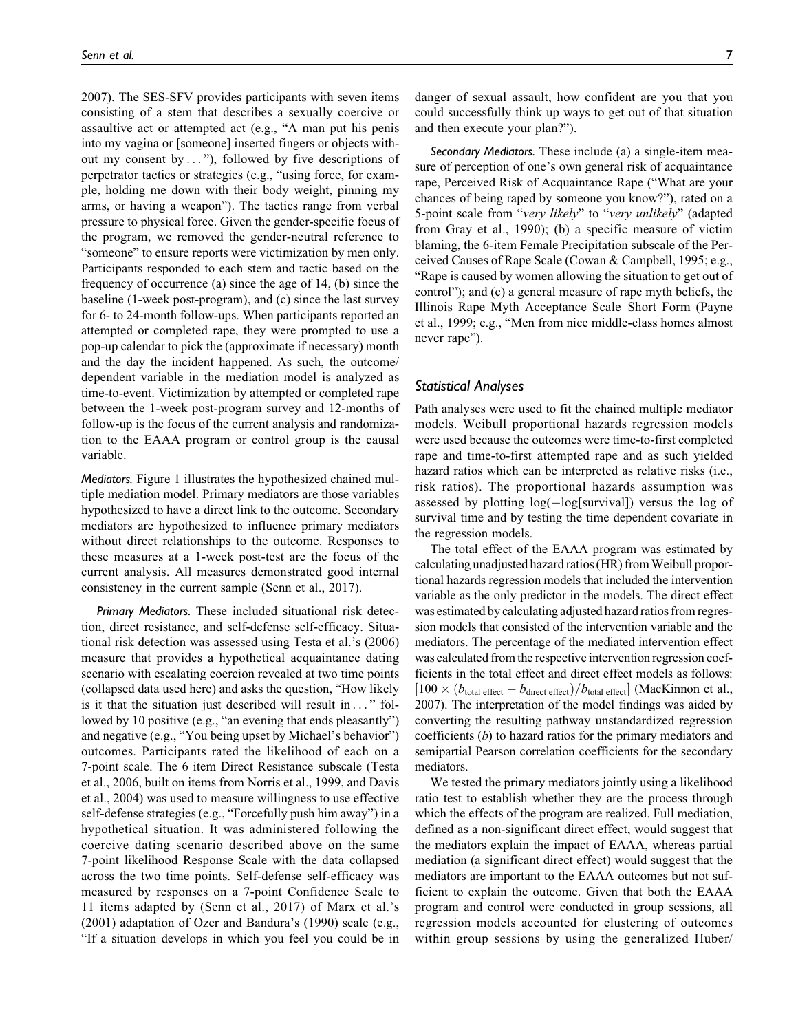2007). The SES-SFV provides participants with seven items consisting of a stem that describes a sexually coercive or assaultive act or attempted act (e.g., "A man put his penis into my vagina or [someone] inserted fingers or objects without my consent by . . ."), followed by five descriptions of perpetrator tactics or strategies (e.g., "using force, for example, holding me down with their body weight, pinning my arms, or having a weapon"). The tactics range from verbal pressure to physical force. Given the gender-specific focus of the program, we removed the gender-neutral reference to "someone" to ensure reports were victimization by men only. Participants responded to each stem and tactic based on the frequency of occurrence (a) since the age of 14, (b) since the baseline (1-week post-program), and (c) since the last survey for 6- to 24-month follow-ups. When participants reported an attempted or completed rape, they were prompted to use a pop-up calendar to pick the (approximate if necessary) month and the day the incident happened. As such, the outcome/dependent variable in the mediation model is analyzed as time-to-event. Victimization by attempted or completed rape between the 1-week post-program survey and 12-months of follow-up is the focus of the current analysis and randomization to the EAAA program or control group is the causal variable.

*Mediators.* Figure 1 illustrates the hypothesized chained multiple mediation model. Primary mediators are those variables hypothesized to have a direct link to the outcome. Secondary mediators are hypothesized to influence primary mediators without direct relationships to the outcome. Responses to these measures at a 1-week post-test are the focus of the current analysis. All measures demonstrated good internal consistency in the current sample (Senn et al., 2017).

*Primary Mediators.* These included situational risk detection, direct resistance, and self-defense self-efficacy. Situational risk detection was assessed using Testa et al.'s (2006) measure that provides a hypothetical acquaintance dating scenario with escalating coercion revealed at two time points (collapsed data used here) and asks the question, "How likely is it that the situation just described will result in . . ." followed by 10 positive (e.g., "an evening that ends pleasantly") and negative (e.g., "You being upset by Michael's behavior") outcomes. Participants rated the likelihood of each on a 7-point scale. The 6 item Direct Resistance subscale (Testa et al., 2006, built on items from Norris et al., 1999, and Davis et al., 2004) was used to measure willingness to use effective self-defense strategies (e.g., "Forcefully push him away") in a hypothetical situation. It was administered following the coercive dating scenario described above on the same 7-point likelihood Response Scale with the data collapsed across the two time points. Self-defense self-efficacy was measured by responses on a 7-point Confidence Scale to 11 items adapted by (Senn et al., 2017) of Marx et al.'s (2001) adaptation of Ozer and Bandura's (1990) scale (e.g., "If a situation develops in which you feel you could be in danger of sexual assault, how confident are you that you could successfully think up ways to get out of that situation and then execute your plan?").

*Secondary Mediators.* These include (a) a single-item measure of perception of one's own general risk of acquaintance rape, Perceived Risk of Acquaintance Rape ("What are your chances of being raped by someone you know?"), rated on a 5-point scale from "*very likely*" to "*very unlikely*" (adapted from Gray et al., 1990); (b) a specific measure of victim blaming, the 6-item Female Precipitation subscale of the Perceived Causes of Rape Scale (Cowan & Campbell, 1995; e.g., "Rape is caused by women allowing the situation to get out of control"); and (c) a general measure of rape myth beliefs, the Illinois Rape Myth Acceptance Scale–Short Form (Payne et al., 1999; e.g., "Men from nice middle-class homes almost never rape").

### Statistical Analyses

Path analyses were used to fit the chained multiple mediator models. Weibull proportional hazards regression models were used because the outcomes were time-to-first completed rape and time-to-first attempted rape and as such yielded hazard ratios which can be interpreted as relative risks (i.e., risk ratios). The proportional hazards assumption was assessed by plotting log(−log[survival]) versus the log of survival time and by testing the time dependent covariate in the regression models.

The total effect of the EAAA program was estimated by calculating unadjusted hazard ratios (HR) from Weibull proportional hazards regression models that included the intervention variable as the only predictor in the models. The direct effect was estimated by calculating adjusted hazard ratios from regression models that consisted of the intervention variable and the mediators. The percentage of the mediated intervention effect was calculated from the respective intervention regression coefficients in the total effect and direct effect models as follows: $[100 \times (b_{\text{total effect}} - b_{\text{direct effect}})/b_{\text{total effect}}]$ (MacKinnon et al., 2007). The interpretation of the model findings was aided by converting the resulting pathway unstandardized regression coefficients ($b$) to hazard ratios for the primary mediators and semipartial Pearson correlation coefficients for the secondary mediators.

We tested the primary mediators jointly using a likelihood ratio test to establish whether they are the process through which the effects of the program are realized. Full mediation, defined as a non-significant direct effect, would suggest that the mediators explain the impact of EAAA, whereas partial mediation (a significant direct effect) would suggest that the mediators are important to the EAAA outcomes but not sufficient to explain the outcome. Given that both the EAAA program and control were conducted in group sessions, all regression models accounted for clustering of outcomes within group sessions by using the generalized Huber/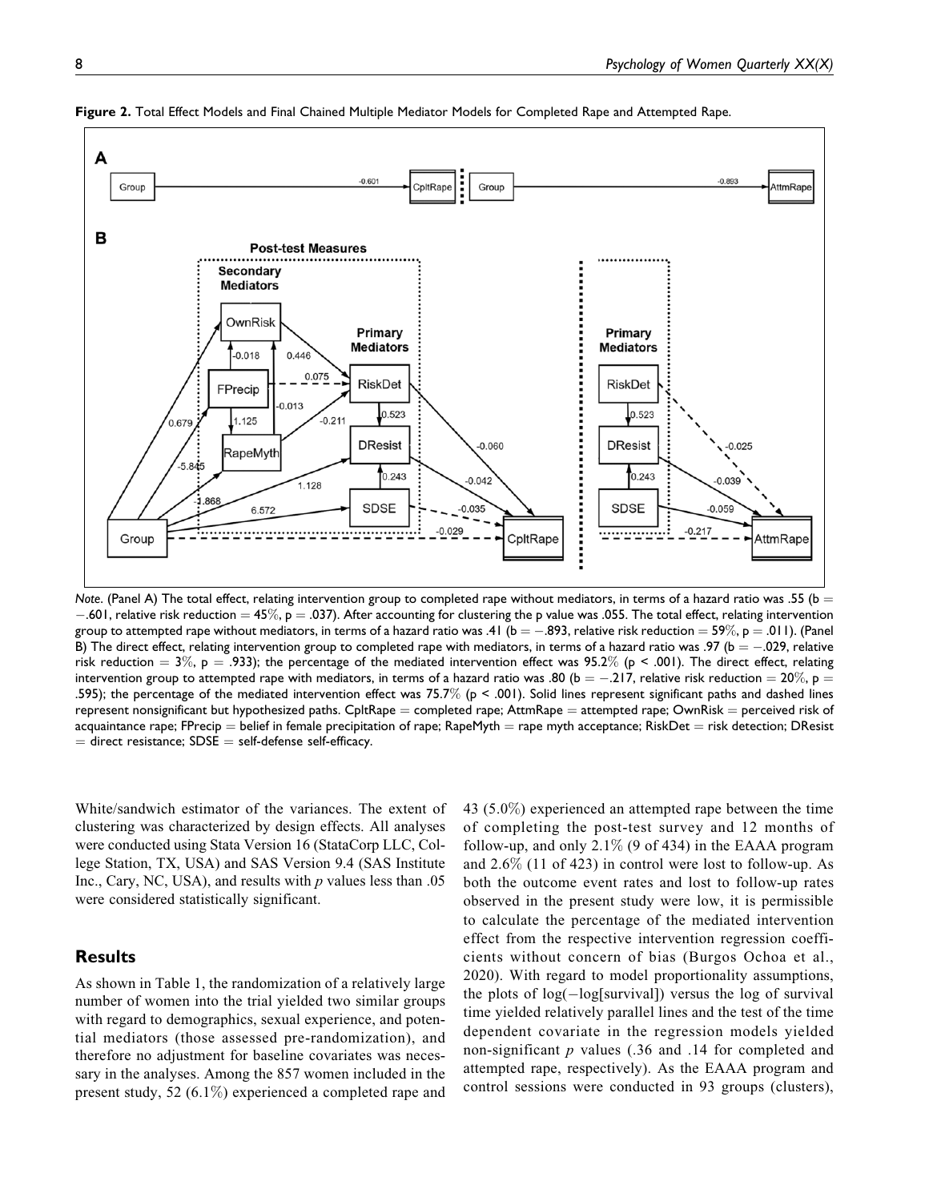**Figure 2.** Total Effect Models and Final Chained Multiple Mediator Models for Completed Rape and Attempted Rape.

*Note.* (Panel A) The total effect, relating intervention group to completed rape without mediators, in terms of a hazard ratio was .55 (b = −.601, relative risk reduction = 45%, p = .037). After accounting for clustering the p value was .055. The total effect, relating intervention group to attempted rape without mediators, in terms of a hazard ratio was .41 (b = −.893, relative risk reduction = 59%, p = .011). (Panel B) The direct effect, relating intervention group to completed rape with mediators, in terms of a hazard ratio was .97 (b = −.029, relative risk reduction = 3%, p = .933); the percentage of the mediated intervention effect was 95.2% (p < .001). The direct effect, relating intervention group to attempted rape with mediators, in terms of a hazard ratio was .80 (b = −.217, relative risk reduction = 20%, p = .595); the percentage of the mediated intervention effect was 75.7% (p < .001). Solid lines represent significant paths and dashed lines represent nonsignificant but hypothesized paths. CpltRape = completed rape; AttmRape = attempted rape; OwnRisk = perceived risk of acquaintance rape; FPrecip = belief in female precipitation of rape; RapeMyth = rape myth acceptance; RiskDet = risk detection; DResist = direct resistance; SDSE = self-defense self-efficacy.

White/sandwich estimator of the variances. The extent of clustering was characterized by design effects. All analyses were conducted using Stata Version 16 (StataCorp LLC, College Station, TX, USA) and SAS Version 9.4 (SAS Institute Inc., Cary, NC, USA), and results with *p* values less than .05 were considered statistically significant.

## Results

As shown in Table 1, the randomization of a relatively large number of women into the trial yielded two similar groups with regard to demographics, sexual experience, and potential mediators (those assessed pre-randomization), and therefore no adjustment for baseline covariates was necessary in the analyses. Among the 857 women included in the present study, 52 (6.1%) experienced a completed rape and 43 (5.0%) experienced an attempted rape between the time of completing the post-test survey and 12 months of follow-up, and only 2.1% (9 of 434) in the EAAA program and 2.6% (11 of 423) in control were lost to follow-up. As both the outcome event rates and lost to follow-up rates observed in the present study were low, it is permissible to calculate the percentage of the mediated intervention effect from the respective intervention regression coefficients without concern of bias (Burgos Ochoa et al., 2020). With regard to model proportionality assumptions, the plots of log(−log[survival]) versus the log of survival time yielded relatively parallel lines and the test of the time dependent covariate in the regression models yielded non-significant *p* values (.36 and .14 for completed and attempted rape, respectively). As the EAAA program and control sessions were conducted in 93 groups (clusters),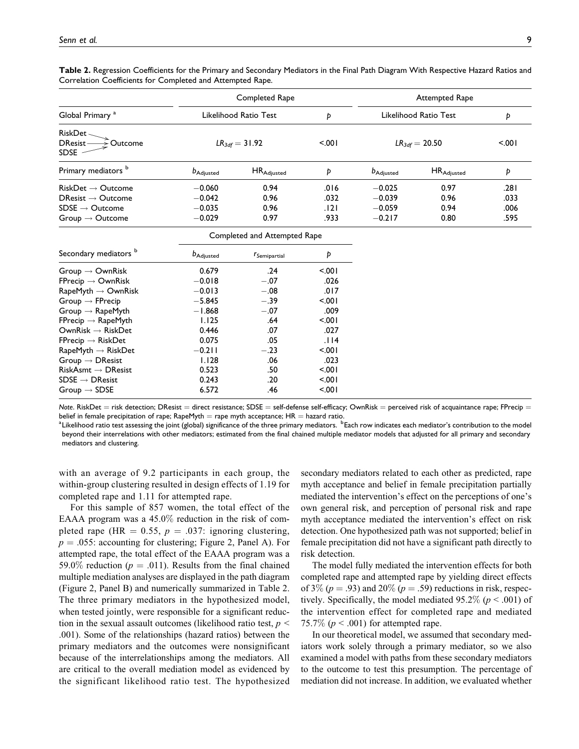**Table 2.** Regression Coefficients for the Primary and Secondary Mediators in the Final Path Diagram With Respective Hazard Ratios and Correlation Coefficients for Completed and Attempted Rape.

| | Completed Rape | | | Attempted Rape | | |
|---|---|---|---|---|---|---|
| Global Primary [a] | Likelihood Ratio Test | | $p$ | Likelihood Ratio Test | | $p$ |
| RiskDet → Outcome; DResist → Outcome; SDSE → Outcome | $LR_{3df} = 31.92$ | | <.001 | $LR_{3df} = 20.50$ | | <.001 |
| Primary mediators [b] | $b_{Adjusted}$ | $HR_{Adjusted}$ | $p$ | $b_{Adjusted}$ | $HR_{Adjusted}$ | $p$ |
| RiskDet → Outcome | −0.060 | 0.94 | .016 | −0.025 | 0.97 | .281 |
| DResist → Outcome | −0.042 | 0.96 | .032 | −0.039 | 0.96 | .033 |
| SDSE → Outcome | −0.035 | 0.96 | .121 | −0.059 | 0.94 | .006 |
| Group → Outcome | −0.029 | 0.97 | .933 | −0.217 | 0.80 | .595 |
| | Completed and Attempted Rape | | | | | |
| Secondary mediators [b] | $b_{Adjusted}$ | $r_{Semipartial}$ | $p$ | | | |
| Group → OwnRisk | 0.679 | .24 | <.001 | | | |
| FPrecip → OwnRisk | −0.018 | −.07 | .026 | | | |
| RapeMyth → OwnRisk | −0.013 | −.08 | .017 | | | |
| Group → FPrecip | −5.845 | −.39 | <.001 | | | |
| Group → RapeMyth | −1.868 | −.07 | .009 | | | |
| FPrecip → RapeMyth | 1.125 | .64 | <.001 | | | |
| OwnRisk → RiskDet | 0.446 | .07 | .027 | | | |
| FPrecip → RiskDet | 0.075 | .05 | .114 | | | |
| RapeMyth → RiskDet | −0.211 | −.23 | <.001 | | | |
| Group → DResist | 1.128 | .06 | .023 | | | |
| RiskAsmt → DResist | 0.523 | .50 | <.001 | | | |
| SDSE → DResist | 0.243 | .20 | <.001 | | | |
| Group → SDSE | 6.572 | .46 | <.001 | | | |

*Note.* RiskDet = risk detection; DResist = direct resistance; SDSE = self-defense self-efficacy; OwnRisk = perceived risk of acquaintance rape; FPrecip = belief in female precipitation of rape; RapeMyth = rape myth acceptance; HR = hazard ratio.
[a]Likelihood ratio test assessing the joint (global) significance of the three primary mediators. [b]Each row indicates each mediator's contribution to the model beyond their interrelations with other mediators; estimated from the final chained multiple mediator models that adjusted for all primary and secondary mediators and clustering.

with an average of 9.2 participants in each group, the within-group clustering resulted in design effects of 1.19 for completed rape and 1.11 for attempted rape.

For this sample of 857 women, the total effect of the EAAA program was a 45.0% reduction in the risk of completed rape (HR = 0.55, $p = .037$: ignoring clustering, $p = .055$: accounting for clustering; Figure 2, Panel A). For attempted rape, the total effect of the EAAA program was a 59.0% reduction ($p = .011$). Results from the final chained multiple mediation analyses are displayed in the path diagram (Figure 2, Panel B) and numerically summarized in Table 2. The three primary mediators in the hypothesized model, when tested jointly, were responsible for a significant reduction in the sexual assault outcomes (likelihood ratio test, $p < .001$). Some of the relationships (hazard ratios) between the primary mediators and the outcomes were nonsignificant because of the interrelationships among the mediators. All are critical to the overall mediation model as evidenced by the significant likelihood ratio test. The hypothesized secondary mediators related to each other as predicted, rape myth acceptance and belief in female precipitation partially mediated the intervention's effect on the perceptions of one's own general risk, and perception of personal risk and rape myth acceptance mediated the intervention's effect on risk detection. One hypothesized path was not supported; belief in female precipitation did not have a significant path directly to risk detection.

The model fully mediated the intervention effects for both completed rape and attempted rape by yielding direct effects of 3% ($p = .93$) and 20% ($p = .59$) reductions in risk, respectively. Specifically, the model mediated 95.2% ($p < .001$) of the intervention effect for completed rape and mediated 75.7% ($p < .001$) for attempted rape.

In our theoretical model, we assumed that secondary mediators work solely through a primary mediator, so we also examined a model with paths from these secondary mediators to the outcome to test this presumption. The percentage of mediation did not increase. In addition, we evaluated whether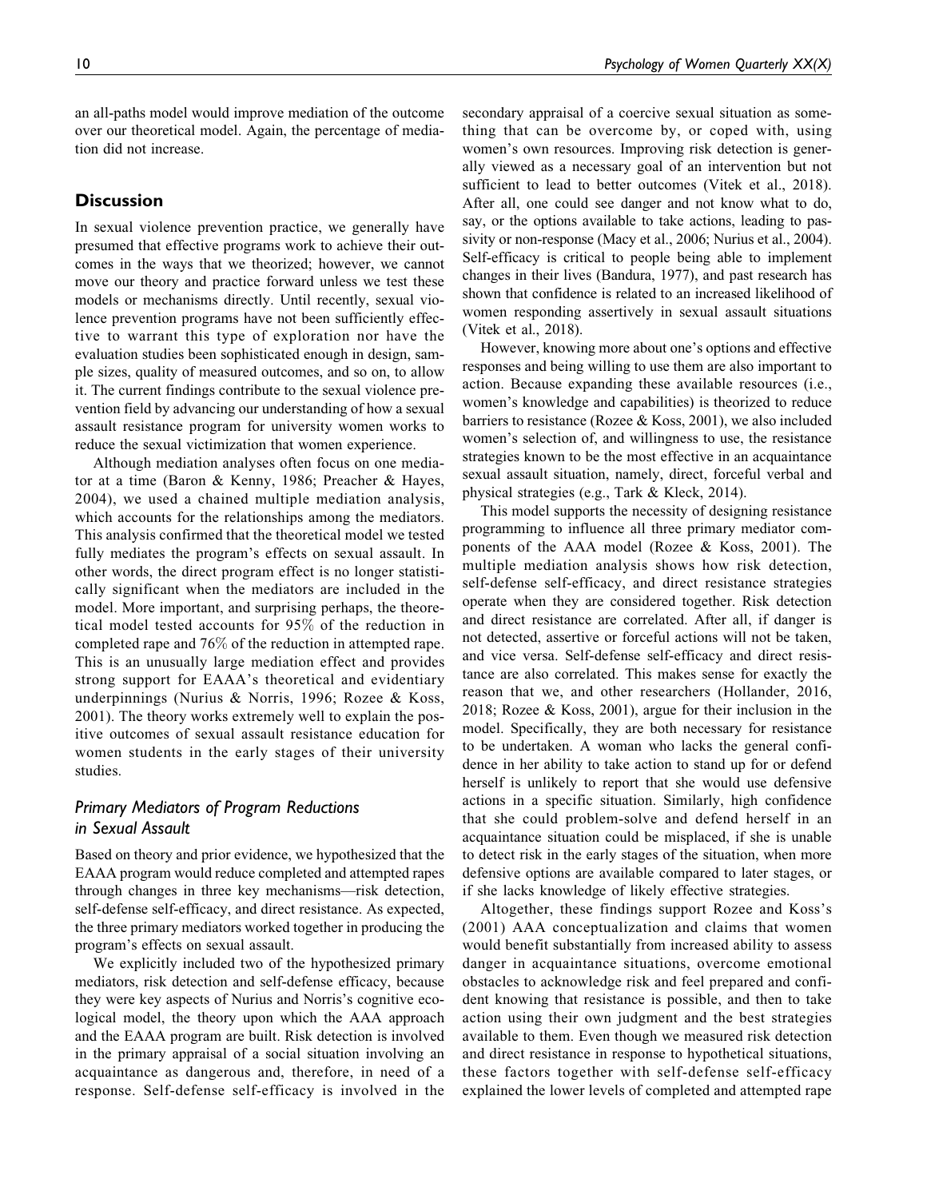an all-paths model would improve mediation of the outcome over our theoretical model. Again, the percentage of mediation did not increase.

## Discussion

In sexual violence prevention practice, we generally have presumed that effective programs work to achieve their outcomes in the ways that we theorized; however, we cannot move our theory and practice forward unless we test these models or mechanisms directly. Until recently, sexual violence prevention programs have not been sufficiently effective to warrant this type of exploration nor have the evaluation studies been sophisticated enough in design, sample sizes, quality of measured outcomes, and so on, to allow it. The current findings contribute to the sexual violence prevention field by advancing our understanding of how a sexual assault resistance program for university women works to reduce the sexual victimization that women experience.

Although mediation analyses often focus on one mediator at a time (Baron & Kenny, 1986; Preacher & Hayes, 2004), we used a chained multiple mediation analysis, which accounts for the relationships among the mediators. This analysis confirmed that the theoretical model we tested fully mediates the program's effects on sexual assault. In other words, the direct program effect is no longer statistically significant when the mediators are included in the model. More important, and surprising perhaps, the theoretical model tested accounts for 95% of the reduction in completed rape and 76% of the reduction in attempted rape. This is an unusually large mediation effect and provides strong support for EAAA's theoretical and evidentiary underpinnings (Nurius & Norris, 1996; Rozee & Koss, 2001). The theory works extremely well to explain the positive outcomes of sexual assault resistance education for women students in the early stages of their university studies.

### *Primary Mediators of Program Reductions in Sexual Assault*

Based on theory and prior evidence, we hypothesized that the EAAA program would reduce completed and attempted rapes through changes in three key mechanisms—risk detection, self-defense self-efficacy, and direct resistance. As expected, the three primary mediators worked together in producing the program's effects on sexual assault.

We explicitly included two of the hypothesized primary mediators, risk detection and self-defense efficacy, because they were key aspects of Nurius and Norris's cognitive ecological model, the theory upon which the AAA approach and the EAAA program are built. Risk detection is involved in the primary appraisal of a social situation involving an acquaintance as dangerous and, therefore, in need of a response. Self-defense self-efficacy is involved in the secondary appraisal of a coercive sexual situation as something that can be overcome by, or coped with, using women's own resources. Improving risk detection is generally viewed as a necessary goal of an intervention but not sufficient to lead to better outcomes (Vitek et al., 2018). After all, one could see danger and not know what to do, say, or the options available to take actions, leading to passivity or non-response (Macy et al., 2006; Nurius et al., 2004). Self-efficacy is critical to people being able to implement changes in their lives (Bandura, 1977), and past research has shown that confidence is related to an increased likelihood of women responding assertively in sexual assault situations (Vitek et al., 2018).

However, knowing more about one's options and effective responses and being willing to use them are also important to action. Because expanding these available resources (i.e., women's knowledge and capabilities) is theorized to reduce barriers to resistance (Rozee & Koss, 2001), we also included women's selection of, and willingness to use, the resistance strategies known to be the most effective in an acquaintance sexual assault situation, namely, direct, forceful verbal and physical strategies (e.g., Tark & Kleck, 2014).

This model supports the necessity of designing resistance programming to influence all three primary mediator components of the AAA model (Rozee & Koss, 2001). The multiple mediation analysis shows how risk detection, self-defense self-efficacy, and direct resistance strategies operate when they are considered together. Risk detection and direct resistance are correlated. After all, if danger is not detected, assertive or forceful actions will not be taken, and vice versa. Self-defense self-efficacy and direct resistance are also correlated. This makes sense for exactly the reason that we, and other researchers (Hollander, 2016, 2018; Rozee & Koss, 2001), argue for their inclusion in the model. Specifically, they are both necessary for resistance to be undertaken. A woman who lacks the general confidence in her ability to take action to stand up for or defend herself is unlikely to report that she would use defensive actions in a specific situation. Similarly, high confidence that she could problem-solve and defend herself in an acquaintance situation could be misplaced, if she is unable to detect risk in the early stages of the situation, when more defensive options are available compared to later stages, or if she lacks knowledge of likely effective strategies.

Altogether, these findings support Rozee and Koss's (2001) AAA conceptualization and claims that women would benefit substantially from increased ability to assess danger in acquaintance situations, overcome emotional obstacles to acknowledge risk and feel prepared and confident knowing that resistance is possible, and then to take action using their own judgment and the best strategies available to them. Even though we measured risk detection and direct resistance in response to hypothetical situations, these factors together with self-defense self-efficacy explained the lower levels of completed and attempted rape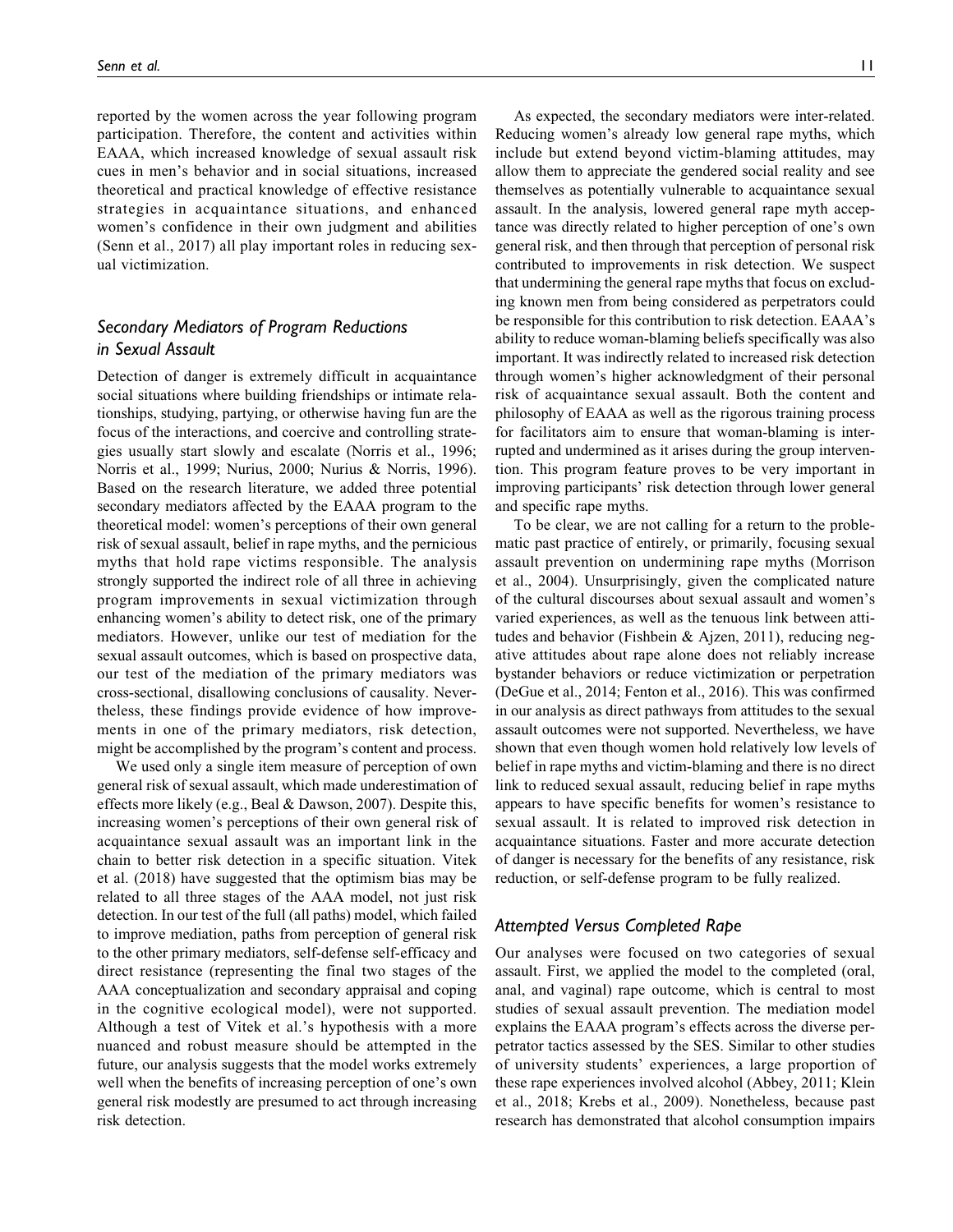reported by the women across the year following program participation. Therefore, the content and activities within EAAA, which increased knowledge of sexual assault risk cues in men's behavior and in social situations, increased theoretical and practical knowledge of effective resistance strategies in acquaintance situations, and enhanced women's confidence in their own judgment and abilities (Senn et al., 2017) all play important roles in reducing sexual victimization.

## Secondary Mediators of Program Reductions in Sexual Assault

Detection of danger is extremely difficult in acquaintance social situations where building friendships or intimate relationships, studying, partying, or otherwise having fun are the focus of the interactions, and coercive and controlling strategies usually start slowly and escalate (Norris et al., 1996; Norris et al., 1999; Nurius, 2000; Nurius & Norris, 1996). Based on the research literature, we added three potential secondary mediators affected by the EAAA program to the theoretical model: women's perceptions of their own general risk of sexual assault, belief in rape myths, and the pernicious myths that hold rape victims responsible. The analysis strongly supported the indirect role of all three in achieving program improvements in sexual victimization through enhancing women's ability to detect risk, one of the primary mediators. However, unlike our test of mediation for the sexual assault outcomes, which is based on prospective data, our test of the mediation of the primary mediators was cross-sectional, disallowing conclusions of causality. Nevertheless, these findings provide evidence of how improvements in one of the primary mediators, risk detection, might be accomplished by the program's content and process.

We used only a single item measure of perception of own general risk of sexual assault, which made underestimation of effects more likely (e.g., Beal & Dawson, 2007). Despite this, increasing women's perceptions of their own general risk of acquaintance sexual assault was an important link in the chain to better risk detection in a specific situation. Vitek et al. (2018) have suggested that the optimism bias may be related to all three stages of the AAA model, not just risk detection. In our test of the full (all paths) model, which failed to improve mediation, paths from perception of general risk to the other primary mediators, self-defense self-efficacy and direct resistance (representing the final two stages of the AAA conceptualization and secondary appraisal and coping in the cognitive ecological model), were not supported. Although a test of Vitek et al.'s hypothesis with a more nuanced and robust measure should be attempted in the future, our analysis suggests that the model works extremely well when the benefits of increasing perception of one's own general risk modestly are presumed to act through increasing risk detection.

As expected, the secondary mediators were inter-related. Reducing women's already low general rape myths, which include but extend beyond victim-blaming attitudes, may allow them to appreciate the gendered social reality and see themselves as potentially vulnerable to acquaintance sexual assault. In the analysis, lowered general rape myth acceptance was directly related to higher perception of one's own general risk, and then through that perception of personal risk contributed to improvements in risk detection. We suspect that undermining the general rape myths that focus on excluding known men from being considered as perpetrators could be responsible for this contribution to risk detection. EAAA's ability to reduce woman-blaming beliefs specifically was also important. It was indirectly related to increased risk detection through women's higher acknowledgment of their personal risk of acquaintance sexual assault. Both the content and philosophy of EAAA as well as the rigorous training process for facilitators aim to ensure that woman-blaming is interrupted and undermined as it arises during the group intervention. This program feature proves to be very important in improving participants' risk detection through lower general and specific rape myths.

To be clear, we are not calling for a return to the problematic past practice of entirely, or primarily, focusing sexual assault prevention on undermining rape myths (Morrison et al., 2004). Unsurprisingly, given the complicated nature of the cultural discourses about sexual assault and women's varied experiences, as well as the tenuous link between attitudes and behavior (Fishbein & Ajzen, 2011), reducing negative attitudes about rape alone does not reliably increase bystander behaviors or reduce victimization or perpetration (DeGue et al., 2014; Fenton et al., 2016). This was confirmed in our analysis as direct pathways from attitudes to the sexual assault outcomes were not supported. Nevertheless, we have shown that even though women hold relatively low levels of belief in rape myths and victim-blaming and there is no direct link to reduced sexual assault, reducing belief in rape myths appears to have specific benefits for women's resistance to sexual assault. It is related to improved risk detection in acquaintance situations. Faster and more accurate detection of danger is necessary for the benefits of any resistance, risk reduction, or self-defense program to be fully realized.

## Attempted Versus Completed Rape

Our analyses were focused on two categories of sexual assault. First, we applied the model to the completed (oral, anal, and vaginal) rape outcome, which is central to most studies of sexual assault prevention. The mediation model explains the EAAA program's effects across the diverse perpetrator tactics assessed by the SES. Similar to other studies of university students' experiences, a large proportion of these rape experiences involved alcohol (Abbey, 2011; Klein et al., 2018; Krebs et al., 2009). Nonetheless, because past research has demonstrated that alcohol consumption impairs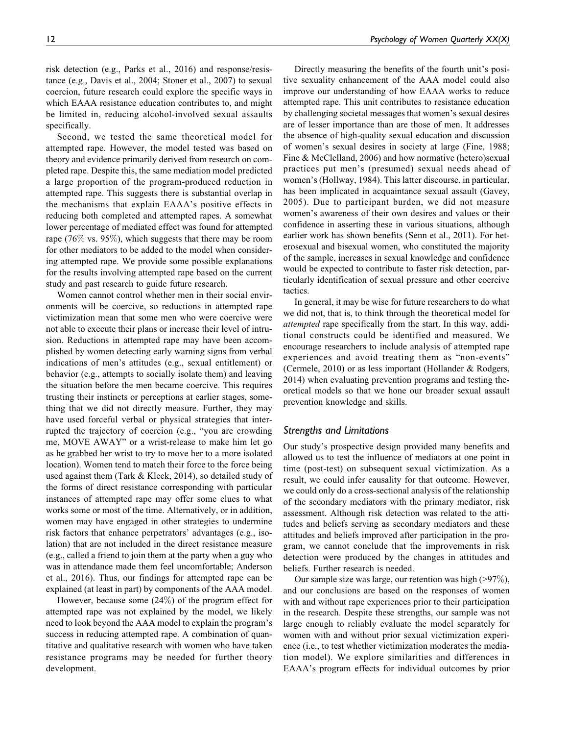risk detection (e.g., Parks et al., 2016) and response/resistance (e.g., Davis et al., 2004; Stoner et al., 2007) to sexual coercion, future research could explore the specific ways in which EAAA resistance education contributes to, and might be limited in, reducing alcohol-involved sexual assaults specifically.

Second, we tested the same theoretical model for attempted rape. However, the model tested was based on theory and evidence primarily derived from research on completed rape. Despite this, the same mediation model predicted a large proportion of the program-produced reduction in attempted rape. This suggests there is substantial overlap in the mechanisms that explain EAAA's positive effects in reducing both completed and attempted rapes. A somewhat lower percentage of mediated effect was found for attempted rape (76% vs. 95%), which suggests that there may be room for other mediators to be added to the model when considering attempted rape. We provide some possible explanations for the results involving attempted rape based on the current study and past research to guide future research.

Women cannot control whether men in their social environments will be coercive, so reductions in attempted rape victimization mean that some men who were coercive were not able to execute their plans or increase their level of intrusion. Reductions in attempted rape may have been accomplished by women detecting early warning signs from verbal indications of men's attitudes (e.g., sexual entitlement) or behavior (e.g., attempts to socially isolate them) and leaving the situation before the men became coercive. This requires trusting their instincts or perceptions at earlier stages, something that we did not directly measure. Further, they may have used forceful verbal or physical strategies that interrupted the trajectory of coercion (e.g., "you are crowding me, MOVE AWAY" or a wrist-release to make him let go as he grabbed her wrist to try to move her to a more isolated location). Women tend to match their force to the force being used against them (Tark & Kleck, 2014), so detailed study of the forms of direct resistance corresponding with particular instances of attempted rape may offer some clues to what works some or most of the time. Alternatively, or in addition, women may have engaged in other strategies to undermine risk factors that enhance perpetrators' advantages (e.g., isolation) that are not included in the direct resistance measure (e.g., called a friend to join them at the party when a guy who was in attendance made them feel uncomfortable; Anderson et al., 2016). Thus, our findings for attempted rape can be explained (at least in part) by components of the AAA model.

However, because some (24%) of the program effect for attempted rape was not explained by the model, we likely need to look beyond the AAA model to explain the program's success in reducing attempted rape. A combination of quantitative and qualitative research with women who have taken resistance programs may be needed for further theory development.

Directly measuring the benefits of the fourth unit's positive sexuality enhancement of the AAA model could also improve our understanding of how EAAA works to reduce attempted rape. This unit contributes to resistance education by challenging societal messages that women's sexual desires are of lesser importance than are those of men. It addresses the absence of high-quality sexual education and discussion of women's sexual desires in society at large (Fine, 1988; Fine & McClelland, 2006) and how normative (hetero)sexual practices put men's (presumed) sexual needs ahead of women's (Hollway, 1984). This latter discourse, in particular, has been implicated in acquaintance sexual assault (Gavey, 2005). Due to participant burden, we did not measure women's awareness of their own desires and values or their confidence in asserting these in various situations, although earlier work has shown benefits (Senn et al., 2011). For heterosexual and bisexual women, who constituted the majority of the sample, increases in sexual knowledge and confidence would be expected to contribute to faster risk detection, particularly identification of sexual pressure and other coercive tactics.

In general, it may be wise for future researchers to do what we did not, that is, to think through the theoretical model for *attempted* rape specifically from the start. In this way, additional constructs could be identified and measured. We encourage researchers to include analysis of attempted rape experiences and avoid treating them as "non-events" (Cermele, 2010) or as less important (Hollander & Rodgers, 2014) when evaluating prevention programs and testing theoretical models so that we hone our broader sexual assault prevention knowledge and skills.

### Strengths and Limitations

Our study's prospective design provided many benefits and allowed us to test the influence of mediators at one point in time (post-test) on subsequent sexual victimization. As a result, we could infer causality for that outcome. However, we could only do a cross-sectional analysis of the relationship of the secondary mediators with the primary mediator, risk assessment. Although risk detection was related to the attitudes and beliefs serving as secondary mediators and these attitudes and beliefs improved after participation in the program, we cannot conclude that the improvements in risk detection were produced by the changes in attitudes and beliefs. Further research is needed.

Our sample size was large, our retention was high (>97%), and our conclusions are based on the responses of women with and without rape experiences prior to their participation in the research. Despite these strengths, our sample was not large enough to reliably evaluate the model separately for women with and without prior sexual victimization experience (i.e., to test whether victimization moderates the mediation model). We explore similarities and differences in EAAA's program effects for individual outcomes by prior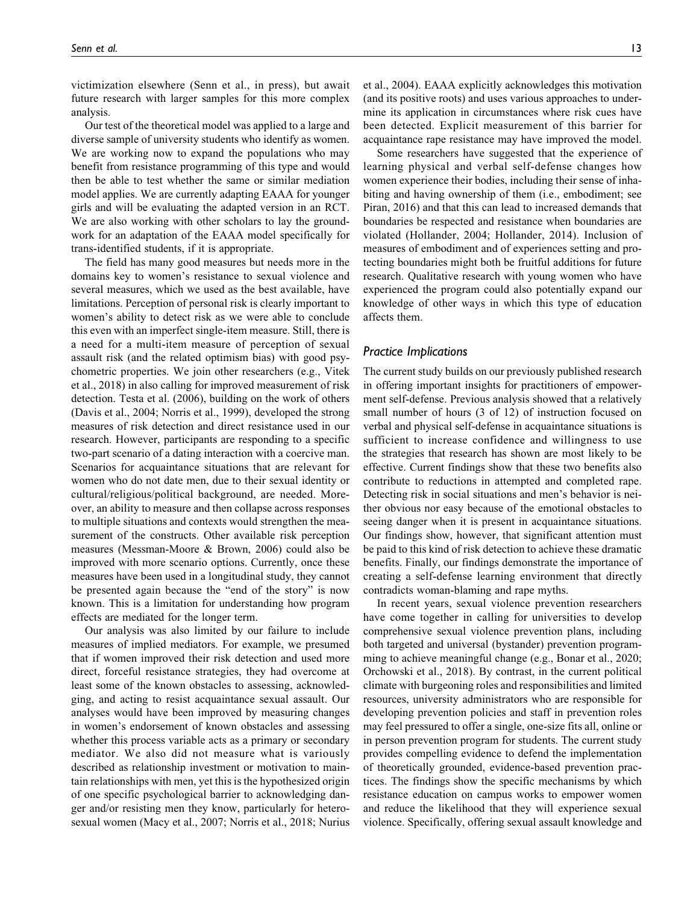victimization elsewhere (Senn et al., in press), but await future research with larger samples for this more complex analysis.

Our test of the theoretical model was applied to a large and diverse sample of university students who identify as women. We are working now to expand the populations who may benefit from resistance programming of this type and would then be able to test whether the same or similar mediation model applies. We are currently adapting EAAA for younger girls and will be evaluating the adapted version in an RCT. We are also working with other scholars to lay the groundwork for an adaptation of the EAAA model specifically for trans-identified students, if it is appropriate.

The field has many good measures but needs more in the domains key to women's resistance to sexual violence and several measures, which we used as the best available, have limitations. Perception of personal risk is clearly important to women's ability to detect risk as we were able to conclude this even with an imperfect single-item measure. Still, there is a need for a multi-item measure of perception of sexual assault risk (and the related optimism bias) with good psychometric properties. We join other researchers (e.g., Vitek et al., 2018) in also calling for improved measurement of risk detection. Testa et al. (2006), building on the work of others (Davis et al., 2004; Norris et al., 1999), developed the strong measures of risk detection and direct resistance used in our research. However, participants are responding to a specific two-part scenario of a dating interaction with a coercive man. Scenarios for acquaintance situations that are relevant for women who do not date men, due to their sexual identity or cultural/religious/political background, are needed. Moreover, an ability to measure and then collapse across responses to multiple situations and contexts would strengthen the measurement of the constructs. Other available risk perception measures (Messman-Moore & Brown, 2006) could also be improved with more scenario options. Currently, once these measures have been used in a longitudinal study, they cannot be presented again because the "end of the story" is now known. This is a limitation for understanding how program effects are mediated for the longer term.

Our analysis was also limited by our failure to include measures of implied mediators. For example, we presumed that if women improved their risk detection and used more direct, forceful resistance strategies, they had overcome at least some of the known obstacles to assessing, acknowledging, and acting to resist acquaintance sexual assault. Our analyses would have been improved by measuring changes in women's endorsement of known obstacles and assessing whether this process variable acts as a primary or secondary mediator. We also did not measure what is variously described as relationship investment or motivation to maintain relationships with men, yet this is the hypothesized origin of one specific psychological barrier to acknowledging danger and/or resisting men they know, particularly for heterosexual women (Macy et al., 2007; Norris et al., 2018; Nurius et al., 2004). EAAA explicitly acknowledges this motivation (and its positive roots) and uses various approaches to undermine its application in circumstances where risk cues have been detected. Explicit measurement of this barrier for acquaintance rape resistance may have improved the model.

Some researchers have suggested that the experience of learning physical and verbal self-defense changes how women experience their bodies, including their sense of inhabiting and having ownership of them (i.e., embodiment; see Piran, 2016) and that this can lead to increased demands that boundaries be respected and resistance when boundaries are violated (Hollander, 2004; Hollander, 2014). Inclusion of measures of embodiment and of experiences setting and protecting boundaries might both be fruitful additions for future research. Qualitative research with young women who have experienced the program could also potentially expand our knowledge of other ways in which this type of education affects them.

### Practice Implications

The current study builds on our previously published research in offering important insights for practitioners of empowerment self-defense. Previous analysis showed that a relatively small number of hours (3 of 12) of instruction focused on verbal and physical self-defense in acquaintance situations is sufficient to increase confidence and willingness to use the strategies that research has shown are most likely to be effective. Current findings show that these two benefits also contribute to reductions in attempted and completed rape. Detecting risk in social situations and men's behavior is neither obvious nor easy because of the emotional obstacles to seeing danger when it is present in acquaintance situations. Our findings show, however, that significant attention must be paid to this kind of risk detection to achieve these dramatic benefits. Finally, our findings demonstrate the importance of creating a self-defense learning environment that directly contradicts woman-blaming and rape myths.

In recent years, sexual violence prevention researchers have come together in calling for universities to develop comprehensive sexual violence prevention plans, including both targeted and universal (bystander) prevention programming to achieve meaningful change (e.g., Bonar et al., 2020; Orchowski et al., 2018). By contrast, in the current political climate with burgeoning roles and responsibilities and limited resources, university administrators who are responsible for developing prevention policies and staff in prevention roles may feel pressured to offer a single, one-size fits all, online or in person prevention program for students. The current study provides compelling evidence to defend the implementation of theoretically grounded, evidence-based prevention practices. The findings show the specific mechanisms by which resistance education on campus works to empower women and reduce the likelihood that they will experience sexual violence. Specifically, offering sexual assault knowledge and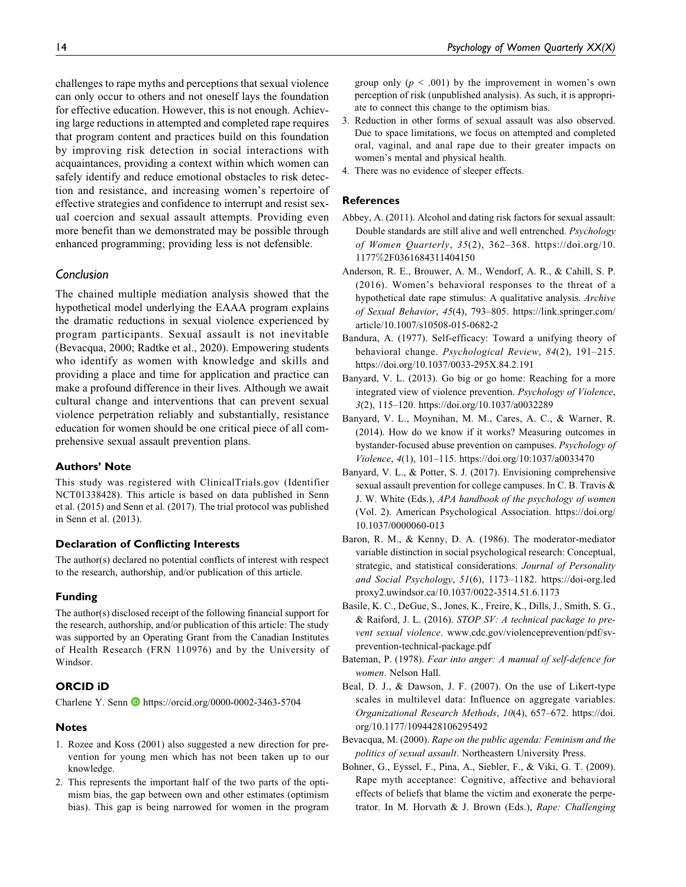challenges to rape myths and perceptions that sexual violence can only occur to others and not oneself lays the foundation for effective education. However, this is not enough. Achieving large reductions in attempted and completed rape requires that program content and practices build on this foundation by improving risk detection in social interactions with acquaintances, providing a context within which women can safely identify and reduce emotional obstacles to risk detection and resistance, and increasing women's repertoire of effective strategies and confidence to interrupt and resist sexual coercion and sexual assault attempts. Providing even more benefit than we demonstrated may be possible through enhanced programming; providing less is not defensible.

## Conclusion

The chained multiple mediation analysis showed that the hypothetical model underlying the EAAA program explains the dramatic reductions in sexual violence experienced by program participants. Sexual assault is not inevitable (Bevacqua, 2000; Radtke et al., 2020). Empowering students who identify as women with knowledge and skills and providing a place and time for application and practice can make a profound difference in their lives. Although we await cultural change and interventions that can prevent sexual violence perpetration reliably and substantially, resistance education for women should be one critical piece of all comprehensive sexual assault prevention plans.

### Authors' Note

This study was registered with ClinicalTrials.gov (Identifier NCT01338428). This article is based on data published in Senn et al. (2015) and Senn et al. (2017). The trial protocol was published in Senn et al. (2013).

### Declaration of Conflicting Interests

The author(s) declared no potential conflicts of interest with respect to the research, authorship, and/or publication of this article.

### Funding

The author(s) disclosed receipt of the following financial support for the research, authorship, and/or publication of this article: The study was supported by an Operating Grant from the Canadian Institutes of Health Research (FRN 110976) and by the University of Windsor.

### ORCID iD

Charlene Y. Senn https://orcid.org/0000-0002-3463-5704

### Notes

1. Rozee and Koss (2001) also suggested a new direction for prevention for young men which has not been taken up to our knowledge.
2. This represents the important half of the two parts of the optimism bias, the gap between own and other estimates (optimism bias). This gap is being narrowed for women in the program group only ($p < .001$) by the improvement in women's own perception of risk (unpublished analysis). As such, it is appropriate to connect this change to the optimism bias.
3. Reduction in other forms of sexual assault was also observed. Due to space limitations, we focus on attempted and completed oral, vaginal, and anal rape due to their greater impacts on women's mental and physical health.
4. There was no evidence of sleeper effects.

### References

Abbey, A. (2011). Alcohol and dating risk factors for sexual assault: Double standards are still alive and well entrenched. *Psychology of Women Quarterly*, *35*(2), 362–368. https://doi.org/10.1177%2F0361684311404150

Anderson, R. E., Brouwer, A. M., Wendorf, A. R., & Cahill, S. P. (2016). Women's behavioral responses to the threat of a hypothetical date rape stimulus: A qualitative analysis. *Archive of Sexual Behavior*, *45*(4), 793–805. https://link.springer.com/article/10.1007/s10508-015-0682-2

Bandura, A. (1977). Self-efficacy: Toward a unifying theory of behavioral change. *Psychological Review*, *84*(2), 191–215. https://doi.org/10.1037/0033-295X.84.2.191

Banyard, V. L. (2013). Go big or go home: Reaching for a more integrated view of violence prevention. *Psychology of Violence*, *3*(2), 115–120. https://doi.org/10.1037/a0032289

Banyard, V. L., Moynihan, M. M., Cares, A. C., & Warner, R. (2014). How do we know if it works? Measuring outcomes in bystander-focused abuse prevention on campuses. *Psychology of Violence*, *4*(1), 101–115. https://doi.org/10:1037/a0033470

Banyard, V. L., & Potter, S. J. (2017). Envisioning comprehensive sexual assault prevention for college campuses. In C. B. Travis & J. W. White (Eds.), *APA handbook of the psychology of women* (Vol. 2). American Psychological Association. https://doi.org/10.1037/0000060-013

Baron, R. M., & Kenny, D. A. (1986). The moderator-mediator variable distinction in social psychological research: Conceptual, strategic, and statistical considerations. *Journal of Personality and Social Psychology*, *51*(6), 1173–1182. https://doi-org.ledproxy2.uwindsor.ca/10.1037/0022-3514.51.6.1173

Basile, K. C., DeGue, S., Jones, K., Freire, K., Dills, J., Smith, S. G., & Raiford, J. L. (2016). *STOP SV: A technical package to prevent sexual violence*. www.cdc.gov/violenceprevention/pdf/sv-prevention-technical-package.pdf

Bateman, P. (1978). *Fear into anger: A manual of self-defence for women*. Nelson Hall.

Beal, D. J., & Dawson, J. F. (2007). On the use of Likert-type scales in multilevel data: Influence on aggregate variables. *Organizational Research Methods*, *10*(4), 657–672. https://doi.org/10.1177/1094428106295492

Bevacqua, M. (2000). *Rape on the public agenda: Feminism and the politics of sexual assault*. Northeastern University Press.

Bohner, G., Eyssel, F., Pina, A., Siebler, F., & Viki, G. T. (2009). Rape myth acceptance: Cognitive, affective and behavioral effects of beliefs that blame the victim and exonerate the perpetrator. In M. Horvath & J. Brown (Eds.), *Rape: Challenging*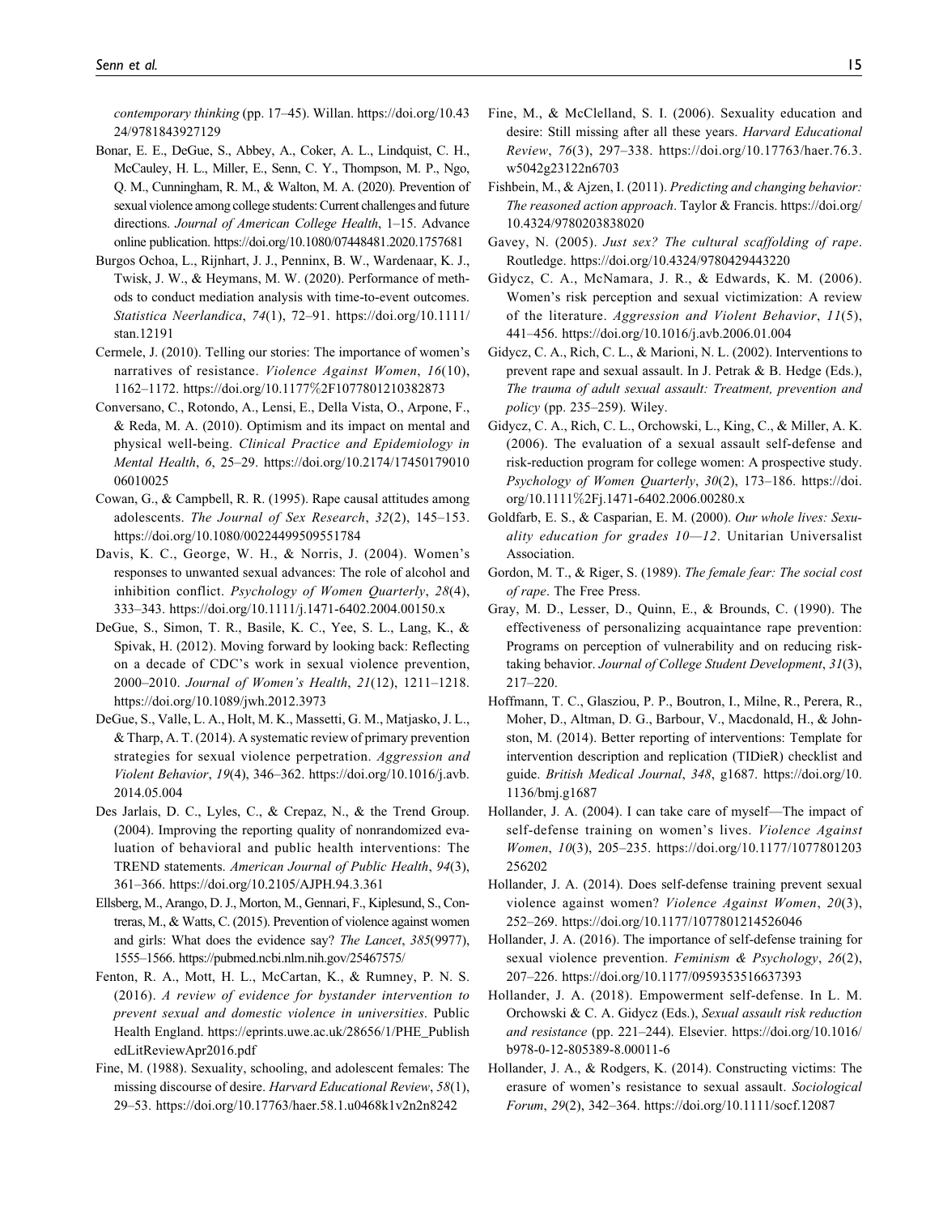contemporary thinking (pp. 17–45). Willan. https://doi.org/10.4324/9781843927129

Bonar, E. E., DeGue, S., Abbey, A., Coker, A. L., Lindquist, C. H., McCauley, H. L., Miller, E., Senn, C. Y., Thompson, M. P., Ngo, Q. M., Cunningham, R. M., & Walton, M. A. (2020). Prevention of sexual violence among college students: Current challenges and future directions. *Journal of American College Health*, 1–15. Advance online publication. https://doi.org/10.1080/07448481.2020.1757681

Burgos Ochoa, L., Rijnhart, J. J., Penninx, B. W., Wardenaar, K. J., Twisk, J. W., & Heymans, M. W. (2020). Performance of methods to conduct mediation analysis with time-to-event outcomes. *Statistica Neerlandica*, *74*(1), 72–91. https://doi.org/10.1111/stan.12191

Cermele, J. (2010). Telling our stories: The importance of women's narratives of resistance. *Violence Against Women*, *16*(10), 1162–1172. https://doi.org/10.1177%2F1077801210382873

Conversano, C., Rotondo, A., Lensi, E., Della Vista, O., Arpone, F., & Reda, M. A. (2010). Optimism and its impact on mental and physical well-being. *Clinical Practice and Epidemiology in Mental Health*, *6*, 25–29. https://doi.org/10.2174/1745017901006010025

Cowan, G., & Campbell, R. R. (1995). Rape causal attitudes among adolescents. *The Journal of Sex Research*, *32*(2), 145–153. https://doi.org/10.1080/00224499509551784

Davis, K. C., George, W. H., & Norris, J. (2004). Women's responses to unwanted sexual advances: The role of alcohol and inhibition conflict. *Psychology of Women Quarterly*, *28*(4), 333–343. https://doi.org/10.1111/j.1471-6402.2004.00150.x

DeGue, S., Simon, T. R., Basile, K. C., Yee, S. L., Lang, K., & Spivak, H. (2012). Moving forward by looking back: Reflecting on a decade of CDC's work in sexual violence prevention, 2000–2010. *Journal of Women's Health*, *21*(12), 1211–1218. https://doi.org/10.1089/jwh.2012.3973

DeGue, S., Valle, L. A., Holt, M. K., Massetti, G. M., Matjasko, J. L., & Tharp, A. T. (2014). A systematic review of primary prevention strategies for sexual violence perpetration. *Aggression and Violent Behavior*, *19*(4), 346–362. https://doi.org/10.1016/j.avb.2014.05.004

Des Jarlais, D. C., Lyles, C., & Crepaz, N., & the Trend Group. (2004). Improving the reporting quality of nonrandomized evaluation of behavioral and public health interventions: The TREND statements. *American Journal of Public Health*, *94*(3), 361–366. https://doi.org/10.2105/AJPH.94.3.361

Ellsberg, M., Arango, D. J., Morton, M., Gennari, F., Kiplesund, S., Contreras, M., & Watts, C. (2015). Prevention of violence against women and girls: What does the evidence say? *The Lancet*, *385*(9977), 1555–1566. https://pubmed.ncbi.nlm.nih.gov/25467575/

Fenton, R. A., Mott, H. L., McCartan, K., & Rumney, P. N. S. (2016). *A review of evidence for bystander intervention to prevent sexual and domestic violence in universities*. Public Health England. https://eprints.uwe.ac.uk/28656/1/PHE_PublishedLitReviewApr2016.pdf

Fine, M. (1988). Sexuality, schooling, and adolescent females: The missing discourse of desire. *Harvard Educational Review*, *58*(1), 29–53. https://doi.org/10.17763/haer.58.1.u0468k1v2n2n8242

Fine, M., & McClelland, S. I. (2006). Sexuality education and desire: Still missing after all these years. *Harvard Educational Review*, *76*(3), 297–338. https://doi.org/10.17763/haer.76.3.w5042g23122n6703

Fishbein, M., & Ajzen, I. (2011). *Predicting and changing behavior: The reasoned action approach*. Taylor & Francis. https://doi.org/10.4324/9780203838020

Gavey, N. (2005). *Just sex? The cultural scaffolding of rape*. Routledge. https://doi.org/10.4324/9780429443220

Gidycz, C. A., McNamara, J. R., & Edwards, K. M. (2006). Women's risk perception and sexual victimization: A review of the literature. *Aggression and Violent Behavior*, *11*(5), 441–456. https://doi.org/10.1016/j.avb.2006.01.004

Gidycz, C. A., Rich, C. L., & Marioni, N. L. (2002). Interventions to prevent rape and sexual assault. In J. Petrak & B. Hedge (Eds.), *The trauma of adult sexual assault: Treatment, prevention and policy* (pp. 235–259). Wiley.

Gidycz, C. A., Rich, C. L., Orchowski, L., King, C., & Miller, A. K. (2006). The evaluation of a sexual assault self-defense and risk-reduction program for college women: A prospective study. *Psychology of Women Quarterly*, *30*(2), 173–186. https://doi.org/10.1111%2Fj.1471-6402.2006.00280.x

Goldfarb, E. S., & Casparian, E. M. (2000). *Our whole lives: Sexuality education for grades 10—12*. Unitarian Universalist Association.

Gordon, M. T., & Riger, S. (1989). *The female fear: The social cost of rape*. The Free Press.

Gray, M. D., Lesser, D., Quinn, E., & Brounds, C. (1990). The effectiveness of personalizing acquaintance rape prevention: Programs on perception of vulnerability and on reducing risk-taking behavior. *Journal of College Student Development*, *31*(3), 217–220.

Hoffmann, T. C., Glasziou, P. P., Boutron, I., Milne, R., Perera, R., Moher, D., Altman, D. G., Barbour, V., Macdonald, H., & Johnston, M. (2014). Better reporting of interventions: Template for intervention description and replication (TIDieR) checklist and guide. *British Medical Journal*, *348*, g1687. https://doi.org/10.1136/bmj.g1687

Hollander, J. A. (2004). I can take care of myself—The impact of self-defense training on women's lives. *Violence Against Women*, *10*(3), 205–235. https://doi.org/10.1177/1077801203256202

Hollander, J. A. (2014). Does self-defense training prevent sexual violence against women? *Violence Against Women*, *20*(3), 252–269. https://doi.org/10.1177/1077801214526046

Hollander, J. A. (2016). The importance of self-defense training for sexual violence prevention. *Feminism & Psychology*, *26*(2), 207–226. https://doi.org/10.1177/0959353516637393

Hollander, J. A. (2018). Empowerment self-defense. In L. M. Orchowski & C. A. Gidycz (Eds.), *Sexual assault risk reduction and resistance* (pp. 221–244). Elsevier. https://doi.org/10.1016/b978-0-12-805389-8.00011-6

Hollander, J. A., & Rodgers, K. (2014). Constructing victims: The erasure of women's resistance to sexual assault. *Sociological Forum*, *29*(2), 342–364. https://doi.org/10.1111/socf.12087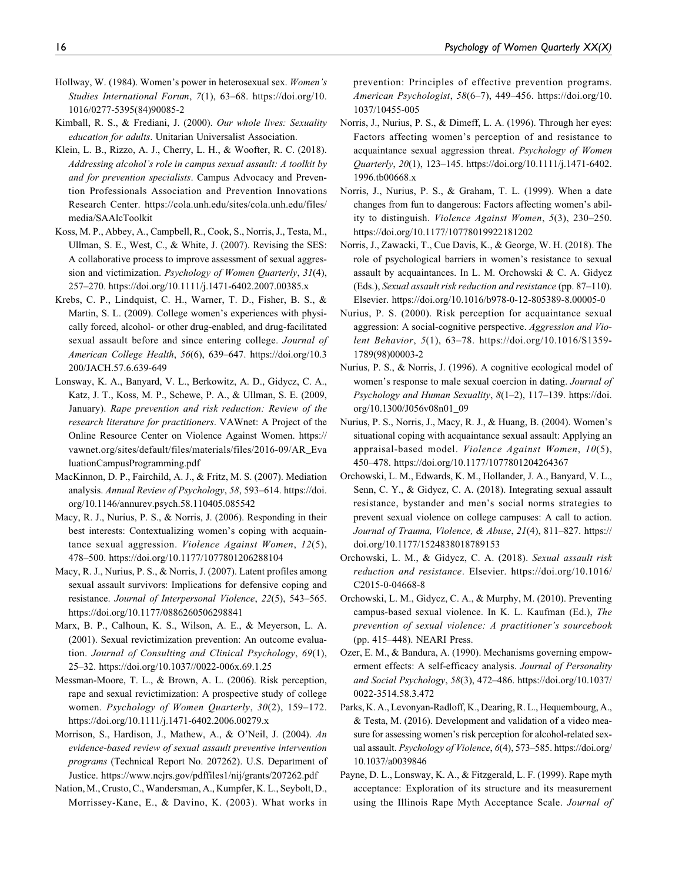Hollway, W. (1984). Women's power in heterosexual sex. *Women's Studies International Forum*, *7*(1), 63–68. https://doi.org/10.1016/0277-5395(84)90085-2

Kimball, R. S., & Frediani, J. (2000). *Our whole lives: Sexuality education for adults*. Unitarian Universalist Association.

Klein, L. B., Rizzo, A. J., Cherry, L. H., & Woofter, R. C. (2018). *Addressing alcohol's role in campus sexual assault: A toolkit by and for prevention specialists*. Campus Advocacy and Prevention Professionals Association and Prevention Innovations Research Center. https://cola.unh.edu/sites/cola.unh.edu/files/media/SAAlcToolkit

Koss, M. P., Abbey, A., Campbell, R., Cook, S., Norris, J., Testa, M., Ullman, S. E., West, C., & White, J. (2007). Revising the SES: A collaborative process to improve assessment of sexual aggression and victimization. *Psychology of Women Quarterly*, *31*(4), 257–270. https://doi.org/10.1111/j.1471-6402.2007.00385.x

Krebs, C. P., Lindquist, C. H., Warner, T. D., Fisher, B. S., & Martin, S. L. (2009). College women's experiences with physically forced, alcohol- or other drug-enabled, and drug-facilitated sexual assault before and since entering college. *Journal of American College Health*, *56*(6), 639–647. https://doi.org/10.3200/JACH.57.6.639-649

Lonsway, K. A., Banyard, V. L., Berkowitz, A. D., Gidycz, C. A., Katz, J. T., Koss, M. P., Schewe, P. A., & Ullman, S. E. (2009, January). *Rape prevention and risk reduction: Review of the research literature for practitioners*. VAWnet: A Project of the Online Resource Center on Violence Against Women. https://vawnet.org/sites/default/files/materials/files/2016-09/AR_EvaluationCampusProgramming.pdf

MacKinnon, D. P., Fairchild, A. J., & Fritz, M. S. (2007). Mediation analysis. *Annual Review of Psychology*, *58*, 593–614. https://doi.org/10.1146/annurev.psych.58.110405.085542

Macy, R. J., Nurius, P. S., & Norris, J. (2006). Responding in their best interests: Contextualizing women's coping with acquaintance sexual aggression. *Violence Against Women*, *12*(5), 478–500. https://doi.org/10.1177/1077801206288104

Macy, R. J., Nurius, P. S., & Norris, J. (2007). Latent profiles among sexual assault survivors: Implications for defensive coping and resistance. *Journal of Interpersonal Violence*, *22*(5), 543–565. https://doi.org/10.1177/0886260506298841

Marx, B. P., Calhoun, K. S., Wilson, A. E., & Meyerson, L. A. (2001). Sexual revictimization prevention: An outcome evaluation. *Journal of Consulting and Clinical Psychology*, *69*(1), 25–32. https://doi.org/10.1037//0022-006x.69.1.25

Messman-Moore, T. L., & Brown, A. L. (2006). Risk perception, rape and sexual revictimization: A prospective study of college women. *Psychology of Women Quarterly*, *30*(2), 159–172. https://doi.org/10.1111/j.1471-6402.2006.00279.x

Morrison, S., Hardison, J., Mathew, A., & O'Neil, J. (2004). *An evidence-based review of sexual assault preventive intervention programs* (Technical Report No. 207262). U.S. Department of Justice. https://www.ncjrs.gov/pdffiles1/nij/grants/207262.pdf

Nation, M., Crusto, C., Wandersman, A., Kumpfer, K. L., Seybolt, D., Morrissey-Kane, E., & Davino, K. (2003). What works in prevention: Principles of effective prevention programs. *American Psychologist*, *58*(6–7), 449–456. https://doi.org/10.1037/10455-005

Norris, J., Nurius, P. S., & Dimeff, L. A. (1996). Through her eyes: Factors affecting women's perception of and resistance to acquaintance sexual aggression threat. *Psychology of Women Quarterly*, *20*(1), 123–145. https://doi.org/10.1111/j.1471-6402.1996.tb00668.x

Norris, J., Nurius, P. S., & Graham, T. L. (1999). When a date changes from fun to dangerous: Factors affecting women's ability to distinguish. *Violence Against Women*, *5*(3), 230–250. https://doi.org/10.1177/10778019922181202

Norris, J., Zawacki, T., Cue Davis, K., & George, W. H. (2018). The role of psychological barriers in women's resistance to sexual assault by acquaintances. In L. M. Orchowski & C. A. Gidycz (Eds.), *Sexual assault risk reduction and resistance* (pp. 87–110). Elsevier. https://doi.org/10.1016/b978-0-12-805389-8.00005-0

Nurius, P. S. (2000). Risk perception for acquaintance sexual aggression: A social-cognitive perspective. *Aggression and Violent Behavior*, *5*(1), 63–78. https://doi.org/10.1016/S1359-1789(98)00003-2

Nurius, P. S., & Norris, J. (1996). A cognitive ecological model of women's response to male sexual coercion in dating. *Journal of Psychology and Human Sexuality*, *8*(1–2), 117–139. https://doi.org/10.1300/J056v08n01_09

Nurius, P. S., Norris, J., Macy, R. J., & Huang, B. (2004). Women's situational coping with acquaintance sexual assault: Applying an appraisal-based model. *Violence Against Women*, *10*(5), 450–478. https://doi.org/10.1177/1077801204264367

Orchowski, L. M., Edwards, K. M., Hollander, J. A., Banyard, V. L., Senn, C. Y., & Gidycz, C. A. (2018). Integrating sexual assault resistance, bystander and men's social norms strategies to prevent sexual violence on college campuses: A call to action. *Journal of Trauma, Violence, & Abuse*, *21*(4), 811–827. https://doi.org/10.1177/1524838018789153

Orchowski, L. M., & Gidycz, C. A. (2018). *Sexual assault risk reduction and resistance*. Elsevier. https://doi.org/10.1016/C2015-0-04668-8

Orchowski, L. M., Gidycz, C. A., & Murphy, M. (2010). Preventing campus-based sexual violence. In K. L. Kaufman (Ed.), *The prevention of sexual violence: A practitioner's sourcebook* (pp. 415–448). NEARI Press.

Ozer, E. M., & Bandura, A. (1990). Mechanisms governing empowerment effects: A self-efficacy analysis. *Journal of Personality and Social Psychology*, *58*(3), 472–486. https://doi.org/10.1037/0022-3514.58.3.472

Parks, K. A., Levonyan-Radloff, K., Dearing, R. L., Hequembourg, A., & Testa, M. (2016). Development and validation of a video measure for assessing women's risk perception for alcohol-related sexual assault. *Psychology of Violence*, *6*(4), 573–585. https://doi.org/10.1037/a0039846

Payne, D. L., Lonsway, K. A., & Fitzgerald, L. F. (1999). Rape myth acceptance: Exploration of its structure and its measurement using the Illinois Rape Myth Acceptance Scale. *Journal of*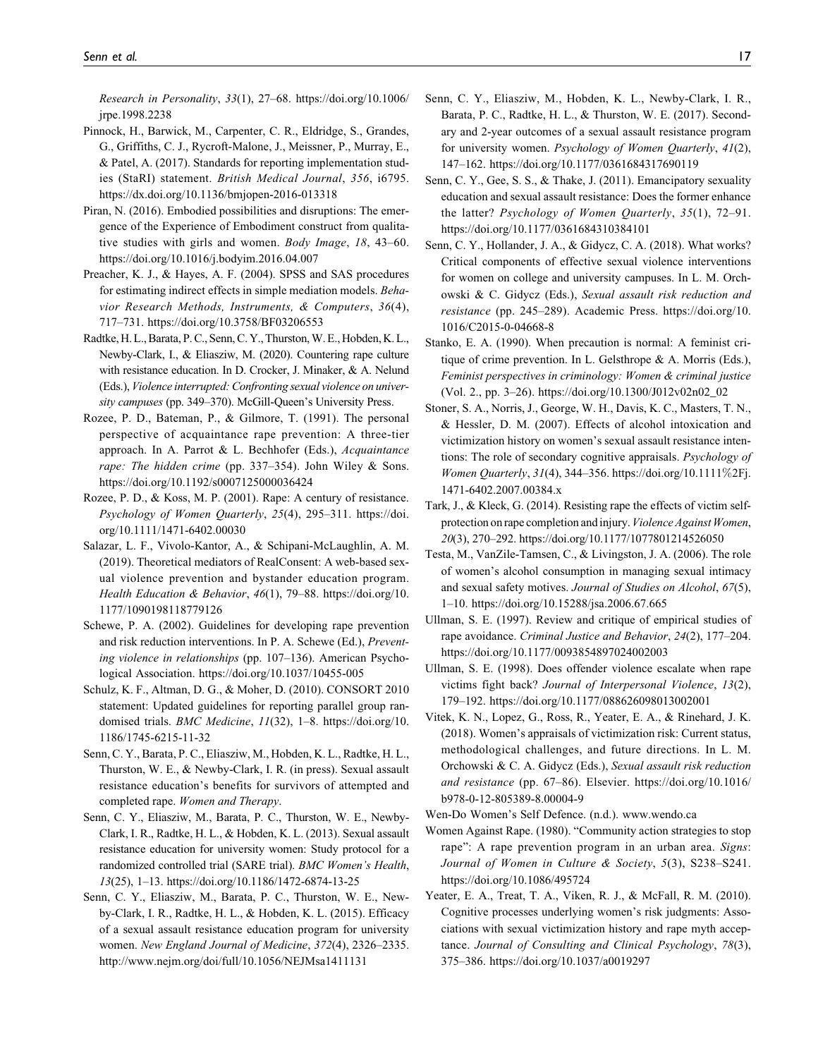*Research in Personality*, *33*(1), 27–68. https://doi.org/10.1006/jrpe.1998.2238

Pinnock, H., Barwick, M., Carpenter, C. R., Eldridge, S., Grandes, G., Griffiths, C. J., Rycroft-Malone, J., Meissner, P., Murray, E., & Patel, A. (2017). Standards for reporting implementation studies (StaRI) statement. *British Medical Journal*, *356*, i6795. https://dx.doi.org/10.1136/bmjopen-2016-013318

Piran, N. (2016). Embodied possibilities and disruptions: The emergence of the Experience of Embodiment construct from qualitative studies with girls and women. *Body Image*, *18*, 43–60. https://doi.org/10.1016/j.bodyim.2016.04.007

Preacher, K. J., & Hayes, A. F. (2004). SPSS and SAS procedures for estimating indirect effects in simple mediation models. *Behavior Research Methods, Instruments, & Computers*, *36*(4), 717–731. https://doi.org/10.3758/BF03206553

Radtke, H. L., Barata, P. C., Senn, C. Y., Thurston, W. E., Hobden, K. L., Newby-Clark, I., & Eliasziw, M. (2020). Countering rape culture with resistance education. In D. Crocker, J. Minaker, & A. Nelund (Eds.), *Violence interrupted: Confronting sexual violence on university campuses* (pp. 349–370). McGill-Queen's University Press.

Rozee, P. D., Bateman, P., & Gilmore, T. (1991). The personal perspective of acquaintance rape prevention: A three-tier approach. In A. Parrot & L. Bechhofer (Eds.), *Acquaintance rape: The hidden crime* (pp. 337–354). John Wiley & Sons. https://doi.org/10.1192/s0007125000036424

Rozee, P. D., & Koss, M. P. (2001). Rape: A century of resistance. *Psychology of Women Quarterly*, *25*(4), 295–311. https://doi.org/10.1111/1471-6402.00030

Salazar, L. F., Vivolo-Kantor, A., & Schipani-McLaughlin, A. M. (2019). Theoretical mediators of RealConsent: A web-based sexual violence prevention and bystander education program. *Health Education & Behavior*, *46*(1), 79–88. https://doi.org/10.1177/1090198118779126

Schewe, P. A. (2002). Guidelines for developing rape prevention and risk reduction interventions. In P. A. Schewe (Ed.), *Preventing violence in relationships* (pp. 107–136). American Psychological Association. https://doi.org/10.1037/10455-005

Schulz, K. F., Altman, D. G., & Moher, D. (2010). CONSORT 2010 statement: Updated guidelines for reporting parallel group randomised trials. *BMC Medicine*, *11*(32), 1–8. https://doi.org/10.1186/1745-6215-11-32

Senn, C. Y., Barata, P. C., Eliasziw, M., Hobden, K. L., Radtke, H. L., Thurston, W. E., & Newby-Clark, I. R. (in press). Sexual assault resistance education's benefits for survivors of attempted and completed rape. *Women and Therapy*.

Senn, C. Y., Eliasziw, M., Barata, P. C., Thurston, W. E., Newby-Clark, I. R., Radtke, H. L., & Hobden, K. L. (2013). Sexual assault resistance education for university women: Study protocol for a randomized controlled trial (SARE trial). *BMC Women's Health*, *13*(25), 1–13. https://doi.org/10.1186/1472-6874-13-25

Senn, C. Y., Eliasziw, M., Barata, P. C., Thurston, W. E., Newby-Clark, I. R., Radtke, H. L., & Hobden, K. L. (2015). Efficacy of a sexual assault resistance education program for university women. *New England Journal of Medicine*, *372*(4), 2326–2335. http://www.nejm.org/doi/full/10.1056/NEJMsa1411131

Senn, C. Y., Eliasziw, M., Hobden, K. L., Newby-Clark, I. R., Barata, P. C., Radtke, H. L., & Thurston, W. E. (2017). Secondary and 2-year outcomes of a sexual assault resistance program for university women. *Psychology of Women Quarterly*, *41*(2), 147–162. https://doi.org/10.1177/0361684317690119

Senn, C. Y., Gee, S. S., & Thake, J. (2011). Emancipatory sexuality education and sexual assault resistance: Does the former enhance the latter? *Psychology of Women Quarterly*, *35*(1), 72–91. https://doi.org/10.1177/0361684310384101

Senn, C. Y., Hollander, J. A., & Gidycz, C. A. (2018). What works? Critical components of effective sexual violence interventions for women on college and university campuses. In L. M. Orchowski & C. Gidycz (Eds.), *Sexual assault risk reduction and resistance* (pp. 245–289). Academic Press. https://doi.org/10.1016/C2015-0-04668-8

Stanko, E. A. (1990). When precaution is normal: A feminist critique of crime prevention. In L. Gelsthrope & A. Morris (Eds.), *Feminist perspectives in criminology: Women & criminal justice* (Vol. 2., pp. 3–26). https://doi.org/10.1300/J012v02n02_02

Stoner, S. A., Norris, J., George, W. H., Davis, K. C., Masters, T. N., & Hessler, D. M. (2007). Effects of alcohol intoxication and victimization history on women's sexual assault resistance intentions: The role of secondary cognitive appraisals. *Psychology of Women Quarterly*, *31*(4), 344–356. https://doi.org/10.1111%2Fj.1471-6402.2007.00384.x

Tark, J., & Kleck, G. (2014). Resisting rape the effects of victim self-protection on rape completion and injury. *Violence Against Women*, *20*(3), 270–292. https://doi.org/10.1177/1077801214526050

Testa, M., VanZile-Tamsen, C., & Livingston, J. A. (2006). The role of women's alcohol consumption in managing sexual intimacy and sexual safety motives. *Journal of Studies on Alcohol*, *67*(5), 1–10. https://doi.org/10.15288/jsa.2006.67.665

Ullman, S. E. (1997). Review and critique of empirical studies of rape avoidance. *Criminal Justice and Behavior*, *24*(2), 177–204. https://doi.org/10.1177/0093854897024002003

Ullman, S. E. (1998). Does offender violence escalate when rape victims fight back? *Journal of Interpersonal Violence*, *13*(2), 179–192. https://doi.org/10.1177/088626098013002001

Vitek, K. N., Lopez, G., Ross, R., Yeater, E. A., & Rinehard, J. K. (2018). Women's appraisals of victimization risk: Current status, methodological challenges, and future directions. In L. M. Orchowski & C. A. Gidycz (Eds.), *Sexual assault risk reduction and resistance* (pp. 67–86). Elsevier. https://doi.org/10.1016/b978-0-12-805389-8.00004-9

Wen-Do Women's Self Defence. (n.d.). www.wendo.ca

Women Against Rape. (1980). "Community action strategies to stop rape": A rape prevention program in an urban area. *Signs: Journal of Women in Culture & Society*, *5*(3), S238–S241. https://doi.org/10.1086/495724

Yeater, E. A., Treat, T. A., Viken, R. J., & McFall, R. M. (2010). Cognitive processes underlying women's risk judgments: Associations with sexual victimization history and rape myth acceptance. *Journal of Consulting and Clinical Psychology*, *78*(3), 375–386. https://doi.org/10.1037/a0019297